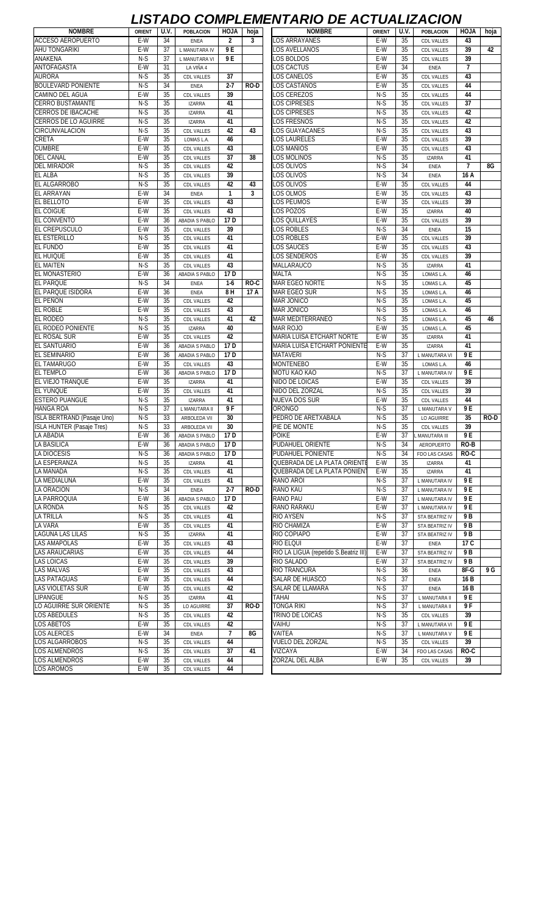# LISTADO COMPLEMENTARIO DE ACTUALIZACION

| NOMBRE | ORIENT | U.V. | POBLACION | HOJA | hoja |
|---|---|---|---|---|---|
| ACCESO AEROPUERTO | E-W | 34 | ENEA | 2 | 3 |
| AHU TONGARIKI | E-W | 37 | L MANUTARA IV | 9 E | |
| ANAKENA | N-S | 37 | L MANUTARA VI | 9 E | |
| ANTOFAGASTA | E-W | 31 | LA VIÑA 4 | | |
| AURORA | N-S | 35 | CDL VALLES | 37 | |
| BOULEVARD PONIENTE | N-S | 34 | ENEA | 2-7 | RO-D |
| CAMINO DEL AGUA | E-W | 35 | CDL VALLES | 39 | |
| CERRO BUSTAMANTE | N-S | 35 | IZARRA | 41 | |
| CERROS DE IBACACHE | N-S | 35 | IZARRA | 41 | |
| CERROS DE LO AGUIRRE | N-S | 35 | IZARRA | 41 | |
| CIRCUNVALACION | N-S | 35 | CDL VALLES | 42 | 43 |
| CRETA | E-W | 35 | LOMAS L.A. | 46 | |
| CUMBRE | E-W | 35 | CDL VALLES | 43 | |
| DEL CANAL | E-W | 35 | CDL VALLES | 37 | 38 |
| DEL MIRADOR | N-S | 35 | CDL VALLES | 42 | |
| EL ALBA | N-S | 35 | CDL VALLES | 39 | |
| EL ALGARROBO | N-S | 35 | CDL VALLES | 42 | 43 |
| EL ARRAYAN | E-W | 34 | ENEA | 1 | 3 |
| EL BELLOTO | E-W | 35 | CDL VALLES | 43 | |
| EL COIGUE | E-W | 35 | CDL VALLES | 43 | |
| EL CONVENTO | E-W | 36 | ABADIA S PABLO | 17 D | |
| EL CREPUSCULO | E-W | 35 | CDL VALLES | 39 | |
| EL ESTERILLO | N-S | 35 | CDL VALLES | 41 | |
| EL FUNDO | E-W | 35 | CDL VALLES | 41 | |
| EL HUIQUE | E-W | 35 | CDL VALLES | 41 | |
| EL MAITEN | N-S | 35 | CDL VALLES | 43 | |
| EL MONASTERIO | E-W | 36 | ABADIA S PABLO | 17 D | |
| EL PARQUE | N-S | 34 | ENEA | 1-6 | RO-C |
| EL PARQUE ISIDORA | E-W | 36 | ENEA | 8 H | 17 A |
| EL PEÑON | E-W | 35 | CDL VALLES | 42 | |
| EL ROBLE | E-W | 35 | CDL VALLES | 43 | |
| EL RODEO | N-S | 35 | CDL VALLES | 41 | 42 |
| EL RODEO PONIENTE | N-S | 35 | IZARRA | 40 | |
| EL ROSAL SUR | E-W | 35 | CDL VALLES | 42 | |
| EL SANTUARIO | E-W | 36 | ABADIA S PABLO | 17 D | |
| EL SEMINARIO | E-W | 36 | ABADIA S PABLO | 17 D | |
| EL TAMARUGO | E-W | 35 | CDL VALLES | 43 | |
| EL TEMPLO | E-W | 36 | ABADIA S PABLO | 17 D | |
| EL VIEJO TRANQUE | E-W | 35 | IZARRA | 41 | |
| EL YUNQUE | E-W | 35 | CDL VALLES | 41 | |
| ESTERO PUANGUE | N-S | 35 | IZARRA | 41 | |
| HANGA ROA | N-S | 37 | L MANUTARA II | 9 F | |
| ISLA BERTRAND (Pasaje Uno) | N-S | 33 | ARBOLEDA VII | 30 | |
| ISLA HUNTER (Pasaje Tres) | N-S | 33 | ARBOLEDA VII | 30 | |
| LA ABADIA | E-W | 36 | ABADIA S PABLO | 17 D | |
| LA BASILICA | E-W | 36 | ABADIA S PABLO | 17 D | |
| LA DIOCESIS | N-S | 36 | ABADIA S PABLO | 17 D | |
| LA ESPERANZA | N-S | 35 | IZARRA | 41 | |
| LA MAÑADA | N-S | 35 | CDL VALLES | 41 | |
| LA MEDIALUNA | E-W | 35 | CDL VALLES | 41 | |
| LA ORACION | N-S | 34 | ENEA | 2-7 | RO-D |
| LA PARROQUIA | E-W | 36 | ABADIA S PABLO | 17 D | |
| LA RONDA | N-S | 35 | CDL VALLES | 42 | |
| LA TRILLA | N-S | 35 | CDL VALLES | 41 | |
| LA VARA | E-W | 35 | CDL VALLES | 41 | |
| LAGUNA LAS LILAS | N-S | 35 | IZARRA | 41 | |
| LAS AMAPOLAS | E-W | 35 | CDL VALLES | 43 | |
| LAS ARAUCARIAS | E-W | 35 | CDL VALLES | 44 | |
| LAS LOICAS | E-W | 35 | CDL VALLES | 39 | |
| LAS MALVAS | E-W | 35 | CDL VALLES | 43 | |
| LAS PATAGUAS | E-W | 35 | CDL VALLES | 44 | |
| LAS VIOLETAS SUR | E-W | 35 | CDL VALLES | 42 | |
| LIPANGUE | N-S | 35 | IZARRA | 41 | |
| LO AGUIRRE SUR ORIENTE | N-S | 35 | LO AGUIRRE | 37 | RO-D |
| LOS ABEDULES | N-S | 35 | CDL VALLES | 42 | |
| LOS ABETOS | E-W | 35 | CDL VALLES | 42 | |
| LOS ALERCES | E-W | 34 | ENEA | 7 | 8G |
| LOS ALGARROBOS | N-S | 35 | CDL VALLES | 44 | |
| LOS ALMENDROS | N-S | 35 | CDL VALLES | 37 | 41 |
| LOS ALMENDROS | E-W | 35 | CDL VALLES | 44 | |
| LOS AROMOS | E-W | 35 | CDL VALLES | 44 | |
| LOS ARRAYANES | E-W | 35 | CDL VALLES | 43 | |
| LOS AVELLANOS | E-W | 35 | CDL VALLES | 39 | 42 |
| LOS BOLDOS | E-W | 35 | CDL VALLES | 39 | |
| LOS CACTUS | E-W | 34 | ENEA | 7 | |
| LOS CANELOS | E-W | 35 | CDL VALLES | 43 | |
| LOS CASTAÑOS | E-W | 35 | CDL VALLES | 44 | |
| LOS CEREZOS | N-S | 35 | CDL VALLES | 44 | |
| LOS CIPRESES | N-S | 35 | CDL VALLES | 37 | |
| LOS CIPRESES | N-S | 35 | CDL VALLES | 42 | |
| LOS FRESNOS | N-S | 35 | CDL VALLES | 42 | |
| LOS GUAYACANES | N-S | 35 | CDL VALLES | 43 | |
| LOS LAURELES | E-W | 35 | CDL VALLES | 39 | |
| LOS MAÑIOS | E-W | 35 | CDL VALLES | 43 | |
| LOS MOLINOS | N-S | 35 | IZARRA | 41 | |
| LOS OLIVOS | N-S | 34 | ENEA | 7 | 8G |
| LOS OLIVOS | N-S | 34 | ENEA | 16 A | |
| LOS OLIVOS | E-W | 35 | CDL VALLES | 44 | |
| LOS OLMOS | E-W | 35 | CDL VALLES | 43 | |
| LOS PEUMOS | E-W | 35 | CDL VALLES | 39 | |
| LOS POZOS | E-W | 35 | IZARRA | 40 | |
| LOS QUILLAYES | E-W | 35 | CDL VALLES | 39 | |
| LOS ROBLES | N-S | 34 | ENEA | 15 | |
| LOS ROBLES | E-W | 35 | CDL VALLES | 39 | |
| LOS SAUCES | E-W | 35 | CDL VALLES | 43 | |
| LOS SENDEROS | E-W | 35 | CDL VALLES | 39 | |
| MALLARAUCO | N-S | 35 | IZARRA | 41 | |
| MALTA | N-S | 35 | LOMAS L.A. | 46 | |
| MAR EGEO NORTE | N-S | 35 | LOMAS L.A. | 45 | |
| MAR EGEO SUR | N-S | 35 | LOMAS L.A. | 46 | |
| MAR JONICO | N-S | 35 | LOMAS L.A. | 45 | |
| MAR JONICO | N-S | 35 | LOMAS L.A. | 46 | |
| MAR MEDITERRANEO | N-S | 35 | LOMAS L.A. | 45 | 46 |
| MAR ROJO | E-W | 35 | LOMAS L.A. | 45 | |
| MARIA LUISA ETCHART NORTE | E-W | 35 | IZARRA | 41 | |
| MARIA LUISA ETCHART PONIENTE | E-W | 35 | IZARRA | 41 | |
| MATAVERI | N-S | 37 | L MANUTARA VI | 9 E | |
| MONTENEBO | E-W | 35 | LOMAS L.A. | 46 | |
| MOTU KAO KAO | N-S | 37 | L MANUTARA IV | 9 E | |
| NIDO DE LOICAS | E-W | 35 | CDL VALLES | 39 | |
| NIDO DEL ZORZAL | N-S | 35 | CDL VALLES | 39 | |
| NUEVA DOS SUR | E-W | 35 | CDL VALLES | 44 | |
| ORONGO | N-S | 37 | L MANUTARA V | 9 E | |
| PEDRO DE ARETXABALA | N-S | 35 | LO AGUIRRE | 35 | RO-D |
| PIE DE MONTE | N-S | 35 | CDL VALLES | 39 | |
| POIKE | E-W | 37 | L MANUTARA III | 9 E | |
| PUDAHUEL ORIENTE | N-S | 35 | AEROPUERTO | RO-B | |
| PUDAHUEL PONIENTE | N-S | 34 | FDO LAS CASAS | RO-C | |
| QUEBRADA DE LA PLATA ORIENTE | E-W | 35 | IZARRA | 41 | |
| QUEBRADA DE LA PLATA PONIENTE | E-W | 35 | IZARRA | 41 | |
| RANO AROI | N-S | 37 | L MANUTARA IV | 9 E | |
| RANO KAU | N-S | 37 | L MANUTARA IV | 9 E | |
| RANO PAU | E-W | 37 | L MANUTARA IV | 9 E | |
| RANO RARAKU | E-W | 37 | L MANUTARA IV | 9 E | |
| RIO AYSEN | N-S | 37 | STA BEATRIZ IV | 9 B | |
| RIO CHAMIZA | E-W | 37 | STA BEATRIZ IV | 9 B | |
| RIO COPIAPO | E-W | 37 | STA BEATRIZ IV | 9 B | |
| RIO ELQUI | E-W | 37 | ENEA | 17 C | |
| RIO LA LIGUA (repetido S.Beatriz III) | E-W | 37 | STA BEATRIZ IV | 9 B | |
| RIO SALADO | E-W | 37 | STA BEATRIZ IV | 9 B | |
| RIO TRANCURA | N-S | 36 | ENEA | 8F-G | 9 G |
| SALAR DE HUASCO | N-S | 37 | ENEA | 16 B | |
| SALAR DE LLAMARA | N-S | 37 | ENEA | 16 B | |
| TAHAI | N-S | 37 | L MANUTARA II | 9 E | |
| TONGA RIKI | N-S | 37 | L MANUTARA II | 9 F | |
| TRINO DE LOICAS | N-S | 35 | CDL VALLES | 39 | |
| VAIHU | N-S | 37 | L MANUTARA VI | 9 E | |
| VAITEA | N-S | 37 | L MANUTARA V | 9 E | |
| VUELO DEL ZORZAL | N-S | 35 | CDL VALLES | 39 | |
| VIZCAYA | E-W | 34 | FDO LAS CASAS | RO-C | |
| ZORZAL DEL ALBA | E-W | 35 | CDL VALLES | 39 | |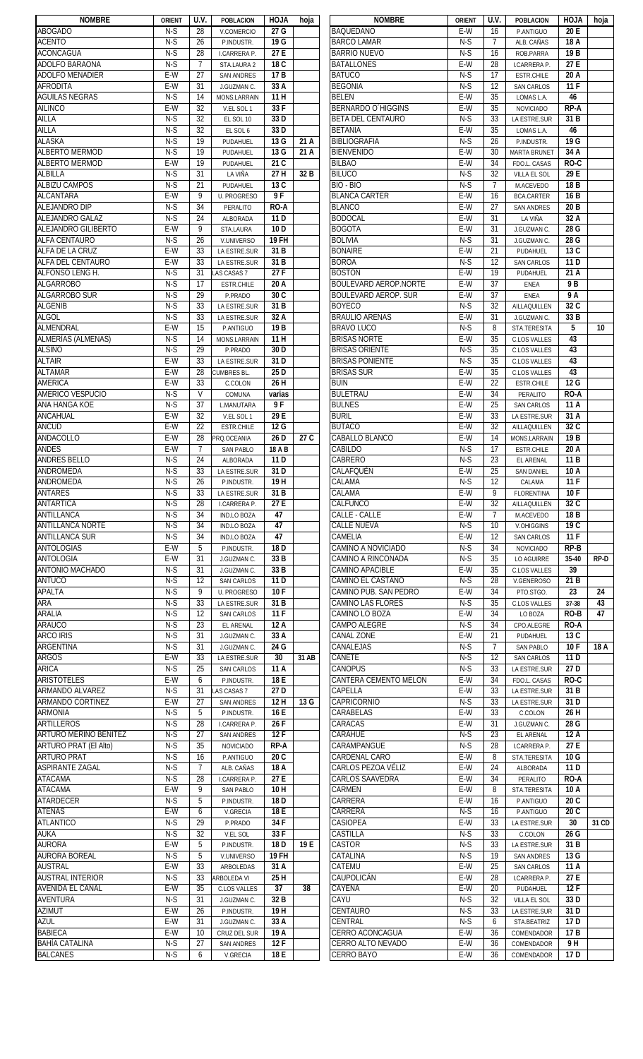| NOMBRE | ORIENT | U.V. | POBLACION | HOJA | hoja |
|---|---|---|---|---|---|
| ABOGADO | N-S | 28 | V.COMERCIO | 27 G | |
| ACENTO | N-S | 26 | P.INDUSTR. | 19 G | |
| ACONCAGUA | N-S | 28 | I.CARRERA P. | 27 E | |
| ADOLFO BARAONA | N-S | 7 | STA.LAURA 2 | 18 C | |
| ADOLFO MENADIER | E-W | 27 | SAN ANDRES | 17 B | |
| AFRODITA | E-W | 31 | J.GUZMAN C. | 33 A | |
| AGUILAS NEGRAS | N-S | 14 | MONS.LARRAIN | 11 H | |
| AILINCO | E-W | 32 | V.EL SOL 1 | 33 F | |
| AILLA | N-S | 32 | EL SOL 10 | 33 D | |
| AILLA | N-S | 32 | EL SOL 6 | 33 D | |
| ALASKA | N-S | 19 | PUDAHUEL | 13 G | 21 A |
| ALBERTO MERMOD | N-S | 19 | PUDAHUEL | 13 G | 21 A |
| ALBERTO MERMOD | E-W | 19 | PUDAHUEL | 21 C | |
| ALBILLA | N-S | 31 | LA VIÑA | 27 H | 32 B |
| ALBIZU CAMPOS | N-S | 21 | PUDAHUEL | 13 C | |
| ALCANTARA | E-W | 9 | U. PROGRESO | 9 F | |
| ALEJANDRO DIP | N-S | 34 | PERALITO | RO-A | |
| ALEJANDRO GALAZ | N-S | 24 | ALBORADA | 11 D | |
| ALEJANDRO GILIBERTO | E-W | 9 | STA.LAURA | 10 D | |
| ALFA CENTAURO | N-S | 26 | V.UNIVERSO | 19 FH | |
| ALFA DE LA CRUZ | E-W | 33 | LA ESTRE.SUR | 31 B | |
| ALFA DEL CENTAURO | E-W | 33 | LA ESTRE.SUR | 31 B | |
| ALFONSO LENG H. | N-S | 31 | LAS CASAS 7 | 27 F | |
| ALGARROBO | N-S | 17 | ESTR.CHILE | 20 A | |
| ALGARROBO SUR | N-S | 29 | P.PRADO | 30 C | |
| ALGENIB | N-S | 33 | LA ESTRE.SUR | 31 B | |
| ALGOL | N-S | 33 | LA ESTRE.SUR | 32 A | |
| ALMENDRAL | E-W | 15 | P.ANTIGUO | 19 B | |
| ALMERÍAS (ALMENAS) | N-S | 14 | MONS.LARRAIN | 11 H | |
| ALSINO | N-S | 29 | P.PRADO | 30 D | |
| ALTAIR | E-W | 33 | LA ESTRE.SUR | 31 D | |
| ALTAMAR | E-W | 28 | CUMBRES BL. | 25 D | |
| AMERICA | E-W | 33 | C.COLON | 26 H | |
| AMERICO VESPUCIO | N-S | V | COMUNA | varias | |
| ANA HANGA KOE | N-S | 37 | L.MANUTARA | 9 F | |
| ANCAHUAL | E-W | 32 | V.EL SOL 1 | 29 E | |
| ANCUD | E-W | 22 | ESTR.CHILE | 12 G | |
| ANDACOLLO | E-W | 28 | PRQ.OCEANIA | 26 D | 27 C |
| ANDES | E-W | 7 | SAN PABLO | 18 A B | |
| ANDRES BELLO | N-S | 24 | ALBORADA | 11 D | |
| ANDROMEDA | N-S | 33 | LA ESTRE.SUR | 31 D | |
| ANDROMEDA | N-S | 26 | P.INDUSTR. | 19 H | |
| ANTARES | N-S | 33 | LA ESTRE.SUR | 31 B | |
| ANTARTICA | N-S | 28 | I.CARRERA P. | 27 E | |
| ANTILLANCA | N-S | 34 | IND.LO BOZA | 47 | |
| ANTILLANCA NORTE | N-S | 34 | IND.LO BOZA | 47 | |
| ANTILLANCA SUR | N-S | 34 | IND.LO BOZA | 47 | |
| ANTOLOGIAS | E-W | 5 | P.INDUSTR. | 18 D | |
| ANTOLOGIA | E-W | 31 | J.GUZMAN C. | 33 B | |
| ANTONIO MACHADO | N-S | 31 | J.GUZMAN C. | 33 B | |
| ANTUCO | N-S | 12 | SAN CARLOS | 11 D | |
| APALTA | N-S | 9 | U. PROGRESO | 10 F | |
| ARA | N-S | 33 | LA ESTRE.SUR | 31 B | |
| ARALIA | N-S | 12 | SAN CARLOS | 11 F | |
| ARAUCO | N-S | 23 | EL ARENAL | 12 A | |
| ARCO IRIS | N-S | 31 | J.GUZMAN C. | 33 A | |
| ARGENTINA | N-S | 31 | J.GUZMAN C. | 24 G | |
| ARGOS | E-W | 33 | LA ESTRE.SUR | 30 | 31 AB |
| ARICA | N-S | 25 | SAN CARLOS | 11 A | |
| ARISTOTELES | E-W | 6 | P.INDUSTR. | 18 E | |
| ARMANDO ALVAREZ | N-S | 31 | LAS CASAS 7 | 27 D | |
| ARMANDO CORTINEZ | E-W | 27 | SAN ANDRES | 12 H | 13 G |
| ARMONIA | N-S | 5 | P.INDUSTR. | 16 E | |
| ARTILLEROS | N-S | 28 | I.CARRERA P. | 26 F | |
| ARTURO MERINO BENITEZ | N-S | 27 | SAN ANDRES | 12 F | |
| ARTURO PRAT (El Alto) | N-S | 35 | NOVICIADO | RP-A | |
| ARTURO PRAT | N-S | 16 | P.ANTIGUO | 20 C | |
| ASPIRANTE ZAGAL | N-S | 7 | ALB. CAÑAS | 18 A | |
| ATACAMA | N-S | 28 | I.CARRERA P. | 27 E | |
| ATACAMA | E-W | 9 | SAN PABLO | 10 H | |
| ATARDECER | N-S | 5 | P.INDUSTR. | 18 D | |
| ATENAS | E-W | 6 | V.GRECIA | 18 E | |
| ATLANTICO | N-S | 29 | P.PRADO | 34 F | |
| AUKA | N-S | 32 | V.EL SOL | 33 F | |
| AURORA | E-W | 5 | P.INDUSTR. | 18 D | 19 E |
| AURORA BOREAL | N-S | 5 | V.UNIVERSO | 19 FH | |
| AUSTRAL | E-W | 33 | ARBOLEDAS | 31 A | |
| AUSTRAL INTERIOR | N-S | 33 | ARBOLEDA VI | 25 H | |
| AVENIDA EL CANAL | E-W | 35 | C.LOS VALLES | 37 | 38 |
| AVENTURA | N-S | 31 | J.GUZMAN C. | 32 B | |
| AZIMUT | E-W | 26 | P.INDUSTR. | 19 H | |
| AZUL | E-W | 31 | J.GUZMAN C. | 33 A | |
| BABIECA | E-W | 10 | CRUZ DEL SUR | 19 A | |
| BAHÍA CATALINA | N-S | 27 | SAN ANDRES | 12 F | |
| BALCANES | N-S | 6 | V.GRECIA | 18 E | |
| BAQUEDANO | E-W | 16 | P.ANTIGUO | 20 E | |
| BARCO LAMAR | N-S | 7 | ALB. CAÑAS | 18 A | |
| BARRIO NUEVO | N-S | 16 | ROB.PARRA | 19 B | |
| BATALLONES | E-W | 28 | I.CARRERA P. | 27 E | |
| BATUCO | N-S | 17 | ESTR.CHILE | 20 A | |
| BEGONIA | N-S | 12 | SAN CARLOS | 11 F | |
| BELEN | E-W | 35 | LOMAS L.A. | 46 | |
| BERNARDO O´HIGGINS | E-W | 35 | NOVICIADO | RP-A | |
| BETA DEL CENTAURO | N-S | 33 | LA ESTRE.SUR | 31 B | |
| BETANIA | E-W | 35 | LOMAS L.A. | 46 | |
| BIBLIOGRAFIA | N-S | 26 | P.INDUSTR. | 19 G | |
| BIENVENIDO | E-W | 30 | MARTA BRUNET | 34 A | |
| BILBAO | E-W | 34 | FDO.L. CASAS | RO-C | |
| BILUCO | N-S | 32 | VILLA EL SOL | 29 E | |
| BIO - BIO | N-S | 7 | M.ACEVEDO | 18 B | |
| BLANCA CARTER | E-W | 16 | BCA.CARTER | 16 B | |
| BLANCO | E-W | 27 | SAN ANDRES | 20 B | |
| BODOCAL | E-W | 31 | LA VIÑA | 32 A | |
| BOGOTA | E-W | 31 | J.GUZMAN C. | 28 G | |
| BOLIVIA | N-S | 31 | J.GUZMAN C. | 28 G | |
| BONAIRE | E-W | 21 | PUDAHUEL | 13 C | |
| BOROA | N-S | 12 | SAN CARLOS | 11 D | |
| BOSTON | E-W | 19 | PUDAHUEL | 21 A | |
| BOULEVARD AEROP.NORTE | E-W | 37 | ENEA | 9 B | |
| BOULEVARD AEROP. SUR | E-W | 37 | ENEA | 9 A | |
| BOYECO | N-S | 32 | AILLAQUILLEN | 32 C | |
| BRAULIO ARENAS | E-W | 31 | J.GUZMAN C. | 33 B | |
| BRAVO LUCO | N-S | 8 | STA.TERESITA | 5 | 10 |
| BRISAS NORTE | E-W | 35 | C.LOS VALLES | 43 | |
| BRISAS ORIENTE | N-S | 35 | C.LOS VALLES | 43 | |
| BRISAS PONIENTE | N-S | 35 | C.LOS VALLES | 43 | |
| BRISAS SUR | E-W | 35 | C.LOS VALLES | 43 | |
| BUIN | E-W | 22 | ESTR.CHILE | 12 G | |
| BULETRAU | E-W | 34 | PERALITO | RO-A | |
| BULNES | E-W | 25 | SAN CARLOS | 11 A | |
| BURIL | E-W | 33 | LA ESTRE.SUR | 31 A | |
| BUTACO | E-W | 32 | AILLAQUILLEN | 32 C | |
| CABALLO BLANCO | E-W | 14 | MONS.LARRAIN | 19 B | |
| CABILDO | N-S | 17 | ESTR.CHILE | 20 A | |
| CABRERO | N-S | 23 | EL ARENAL | 11 B | |
| CALAFQUÉN | E-W | 25 | SAN DANIEL | 10 A | |
| CALAMA | N-S | 12 | CALAMA | 11 F | |
| CALAMA | E-W | 9 | FLORENTINA | 10 F | |
| CALFUNCO | E-W | 32 | AILLAQUILLEN | 32 C | |
| CALLE - CALLE | E-W | 7 | M.ACEVEDO | 18 B | |
| CALLE NUEVA | N-S | 10 | V.OHIGGINS | 19 C | |
| CAMELIA | E-W | 12 | SAN CARLOS | 11 F | |
| CAMINO A NOVICIADO | N-S | 34 | NOVICIADO | RP-B | |
| CAMINO A RINCONADA | N-S | 35 | LO AGUIRRE | 35-40 | RP-D |
| CAMINO APACIBLE | E-W | 35 | C.LOS VALLES | 39 | |
| CAMINO EL CASTAÑO | N-S | 28 | V.GENEROSO | 21 B | |
| CAMINO PUB. SAN PEDRO | E-W | 34 | PTO.STGO. | 23 | 24 |
| CAMINO LAS FLORES | N-S | 35 | C.LOS VALLES | 37-38 | 43 |
| CAMINO LO BOZA | E-W | 34 | LO BOZA | RO-B | 47 |
| CAMPO ALEGRE | N-S | 34 | CPO.ALEGRE | RO-A | |
| CANAL ZONE | E-W | 21 | PUDAHUEL | 13 C | |
| CANALEJAS | N-S | 7 | SAN PABLO | 10 F | 18 A |
| CANETE | N-S | 12 | SAN CARLOS | 11 D | |
| CANOPUS | N-S | 33 | LA ESTRE.SUR | 27 D | |
| CANTERA CEMENTO MELON | E-W | 34 | FDO.L. CASAS | RO-C | |
| CAPELLA | E-W | 33 | LA ESTRE.SUR | 31 B | |
| CAPRICORNIO | N-S | 33 | LA ESTRE.SUR | 31 D | |
| CARABELAS | E-W | 33 | C.COLON | 26 H | |
| CARACAS | E-W | 31 | J.GUZMAN C. | 28 G | |
| CARAHUE | N-S | 23 | EL ARENAL | 12 A | |
| CARAMPANGUE | N-S | 28 | I.CARRERA P. | 27 E | |
| CARDENAL CARO | E-W | 8 | STA.TERESITA | 10 G | |
| CARLOS PEZOA VÉLIZ | E-W | 24 | ALBORADA | 11 D | |
| CARLOS SAAVEDRA | E-W | 34 | PERALITO | RO-A | |
| CARMEN | E-W | 8 | STA.TERESITA | 10 A | |
| CARRERA | E-W | 16 | P.ANTIGUO | 20 C | |
| CARRERA | N-S | 16 | P.ANTIGUO | 20 C | |
| CASIOPEA | E-W | 33 | LA ESTRE.SUR | 30 | 31 CD |
| CASTILLA | N-S | 33 | C.COLON | 26 G | |
| CASTOR | N-S | 33 | LA ESTRE.SUR | 31 B | |
| CATALINA | N-S | 19 | SAN ANDRES | 13 G | |
| CATEMU | E-W | 25 | SAN CARLOS | 11 A | |
| CAUPOLICÁN | E-W | 28 | I.CARRERA P. | 27 E | |
| CAYENA | E-W | 20 | PUDAHUEL | 12 F | |
| CAYU | N-S | 32 | VILLA EL SOL | 33 D | |
| CENTAURO | N-S | 33 | LA ESTRE.SUR | 31 D | |
| CENTRAL | N-S | 6 | STA.BEATRIZ | 17 D | |
| CERRO ACONCAGUA | E-W | 36 | COMENDADOR | 17 B | |
| CERRO ALTO NEVADO | E-W | 36 | COMENDADOR | 9 H | |
| CERRO BAYO | E-W | 36 | COMENDADOR | 17 D | |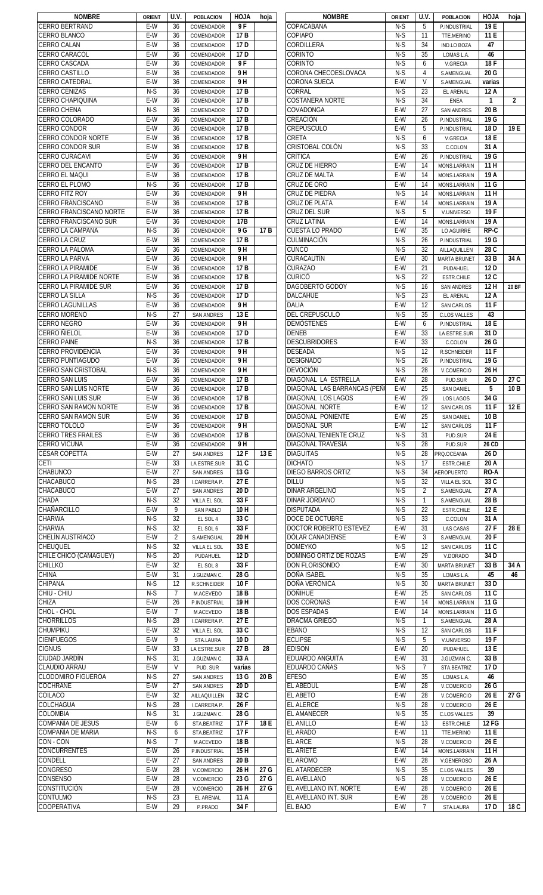| NOMBRE | ORIENT | U.V. | POBLACION | HOJA | hoja |
|---|---|---|---|---|---|
| CERRO BERTRAND | E-W | 36 | COMENDADOR | 9 F | |
| CERRO BLANCO | E-W | 36 | COMENDADOR | 17 B | |
| CERRO CALAN | E-W | 36 | COMENDADOR | 17 D | |
| CERRO CARACOL | E-W | 36 | COMENDADOR | 17 D | |
| CERRO CASCADA | E-W | 36 | COMENDADOR | 9 F | |
| CERRO CASTILLO | E-W | 36 | COMENDADOR | 9 H | |
| CERRO CATEDRAL | E-W | 36 | COMENDADOR | 9 H | |
| CERRO CENIZAS | N-S | 36 | COMENDADOR | 17 B | |
| CERRO CHAPIQUINA | E-W | 36 | COMENDADOR | 17 B | |
| CERRO CHENA | N-S | 36 | COMENDADOR | 17 D | |
| CERRO COLORADO | E-W | 36 | COMENDADOR | 17 B | |
| CERRO CONDOR | E-W | 36 | COMENDADOR | 17 B | |
| CERRO CONDOR NORTE | E-W | 36 | COMENDADOR | 17 B | |
| CERRO CONDOR SUR | E-W | 36 | COMENDADOR | 17 B | |
| CERRO CURACAVI | E-W | 36 | COMENDADOR | 9 H | |
| CERRO DEL ENCANTO | E-W | 36 | COMENDADOR | 17 B | |
| CERRO EL MAQUI | E-W | 36 | COMENDADOR | 17 B | |
| CERRO EL PLOMO | N-S | 36 | COMENDADOR | 17 B | |
| CERRO FITZ ROY | E-W | 36 | COMENDADOR | 9 H | |
| CERRO FRANCISCANO | E-W | 36 | COMENDADOR | 17 B | |
| CERRO FRANCISCANO NORTE | E-W | 36 | COMENDADOR | 17 B | |
| CERRO FRANCISCANO SUR | E-W | 36 | COMENDADOR | 17B | |
| CERRO LA CAMPANA | N-S | 36 | COMENDADOR | 9 G | 17 B |
| CERRO LA CRUZ | E-W | 36 | COMENDADOR | 17 B | |
| CERRO LA PALOMA | E-W | 36 | COMENDADOR | 9 H | |
| CERRO LA PARVA | E-W | 36 | COMENDADOR | 9 H | |
| CERRO LA PIRAMIDE | E-W | 36 | COMENDADOR | 17 B | |
| CERRO LA PIRAMIDE NORTE | E-W | 36 | COMENDADOR | 17 B | |
| CERRO LA PIRAMIDE SUR | E-W | 36 | COMENDADOR | 17 B | |
| CERRO LA SILLA | N-S | 36 | COMENDADOR | 17 D | |
| CERRO LAGUNILLAS | E-W | 36 | COMENDADOR | 9 H | |
| CERRO MORENO | N-S | 27 | SAN ANDRES | 13 E | |
| CERRO NEGRO | E-W | 36 | COMENDADOR | 9 H | |
| CERRO ÑIELOL | E-W | 36 | COMENDADOR | 17 D | |
| CERRO PAINE | N-S | 36 | COMENDADOR | 17 B | |
| CERRO PROVIDENCIA | E-W | 36 | COMENDADOR | 9 H | |
| CERRO PUNTIAGUDO | E-W | 36 | COMENDADOR | 9 H | |
| CERRO SAN CRISTOBAL | N-S | 36 | COMENDADOR | 9 H | |
| CERRO SAN LUIS | E-W | 36 | COMENDADOR | 17 B | |
| CERRO SAN LUIS NORTE | E-W | 36 | COMENDADOR | 17 B | |
| CERRO SAN LUIS SUR | E-W | 36 | COMENDADOR | 17 B | |
| CERRO SAN RAMON NORTE | E-W | 36 | COMENDADOR | 17 B | |
| CERRO SAN RAMON SUR | E-W | 36 | COMENDADOR | 17 B | |
| CERRO TOLOLO | E-W | 36 | COMENDADOR | 9 H | |
| CERRO TRES FRAILES | E-W | 36 | COMENDADOR | 17 B | |
| CERRO VICUÑA | E-W | 36 | COMENDADOR | 9 H | |
| CÉSAR COPETTA | E-W | 27 | SAN ANDRES | 12 F | 13 E |
| CETI | E-W | 33 | LA ESTRE.SUR | 31 C | |
| CHABUNCO | E-W | 27 | SAN ANDRES | 13 G | |
| CHACABUCO | N-S | 28 | I.CARRERA P. | 27 E | |
| CHACABUCO | E-W | 27 | SAN ANDRES | 20 D | |
| CHADA | N-S | 32 | VILLA EL SOL | 33 F | |
| CHAÑARCILLO | E-W | 9 | SAN PABLO | 10 H | |
| CHARWA | N-S | 32 | EL SOL 4 | 33 C | |
| CHARWA | N-S | 32 | EL SOL 6 | 33 F | |
| CHELÍN AUSTRÍACO | E-W | 2 | S.AMENGUAL | 20 H | |
| CHEUQUEL | N-S | 32 | VILLA EL SOL | 33 E | |
| CHILE CHICO (CAMAGUEY) | N-S | 20 | PUDAHUEL | 12 D | |
| CHILLKO | E-W | 32 | EL SOL 8 | 33 F | |
| CHINA | E-W | 31 | J.GUZMAN C. | 28 G | |
| CHIPANA | N-S | 12 | R.SCHNEIDER | 10 F | |
| CHIU - CHIU | N-S | 7 | M.ACEVEDO | 18 B | |
| CHIZA | E-W | 26 | P.INDUSTRIAL | 19 H | |
| CHOL - CHOL | E-W | 7 | M.ACEVEDO | 18 B | |
| CHORRILLOS | N-S | 28 | I.CARRERA P. | 27 E | |
| CHUMPIKU | E-W | 32 | VILLA EL SOL | 33 C | |
| CIENFUEGOS | E-W | 9 | STA.LAURA | 10 D | |
| CIGNUS | E-W | 33 | LA ESTRE.SUR | 27 B | 28 |
| CIUDAD JARDÍN | N-S | 31 | J.GUZMAN C. | 33 A | |
| CLAUDIO ARRAU | E-W | V | PUD. SUR | varias | |
| CLODOMIRO FIGUEROA | N-S | 27 | SAN ANDRES | 13 G | 20 B |
| COCHRANE | E-W | 27 | SAN ANDRES | 20 D | |
| COILACO | E-W | 32 | AILLAQUILLEN | 32 C | |
| COLCHAGUA | N-S | 28 | I.CARRERA P. | 26 F | |
| COLOMBIA | N-S | 31 | J.GUZMAN C. | 28 G | |
| COMPAÑÍA DE JESUS | E-W | 6 | STA.BEATRIZ | 17 F | 18 E |
| COMPAÑÍA DE MARIA | N-S | 6 | STA.BEATRIZ | 17 F | |
| CON - CON | N-S | 7 | M.ACEVEDO | 18 B | |
| CONCURRENTES | E-W | 26 | P.INDUSTRIAL | 15 H | |
| CONDELL | E-W | 27 | SAN ANDRES | 20 B | |
| CONGRESO | E-W | 28 | V.COMERCIO | 26 H | 27 G |
| CONSENSO | E-W | 28 | V.COMERCIO | 23 G | 27 G |
| CONSTITUCIÓN | E-W | 28 | V.COMERCIO | 26 H | 27 G |
| CONTULMO | N-S | 23 | EL ARENAL | 11 A | |
| COOPERATIVA | E-W | 29 | P.PRADO | 34 F | |
| COPACABANA | N-S | 5 | P.INDUSTRIAL | 19 E | |
| COPIAPO | N-S | 11 | TTE.MERINO | 11 E | |
| CORDILLERA | N-S | 34 | IND.LO BOZA | 47 | |
| CORINTO | N-S | 35 | LOMAS L.A. | 46 | |
| CORINTO | N-S | 6 | V.GRECIA | 18 F | |
| CORONA CHECOESLOVACA | N-S | 4 | S.AMENGUAL | 20 G | |
| CORONA SUECA | E-W | V | S.AMENGUAL | varias | |
| CORRAL | N-S | 23 | EL ARENAL | 12 A | |
| COSTANERA NORTE | N-S | 34 | ENEA | 1 | 2 |
| COVADONGA | E-W | 27 | SAN ANDRES | 20 B | |
| CREACIÓN | E-W | 26 | P.INDUSTRIAL | 19 G | |
| CREPÚSCULO | E-W | 5 | P.INDUSTRIAL | 18 D | 19 E |
| CRETA | N-S | 6 | V.GRECIA | 18 E | |
| CRISTOBAL COLÓN | N-S | 33 | C.COLON | 31 A | |
| CRÍTICA | E-W | 26 | P.INDUSTRIAL | 19 G | |
| CRUZ DE HIERRO | E-W | 14 | MONS.LARRAIN | 11 H | |
| CRUZ DE MALTA | E-W | 14 | MONS.LARRAIN | 19 A | |
| CRUZ DE ORO | E-W | 14 | MONS.LARRAIN | 11 G | |
| CRUZ DE PIEDRA | N-S | 14 | MONS.LARRAIN | 11 H | |
| CRUZ DE PLATA | E-W | 14 | MONS.LARRAIN | 19 A | |
| CRUZ DEL SUR | N-S | 5 | V.UNIVERSO | 19 F | |
| CRUZ LATINA | E-W | 14 | MONS.LARRAIN | 19 A | |
| CUESTA LO PRADO | E-W | 35 | LO AGUIRRE | RP-C | |
| CULMINACIÓN | N-S | 26 | P.INDUSTRIAL | 19 G | |
| CUNCO | N-S | 32 | AILLAQUILLEN | 28 C | |
| CURACAUTÍN | E-W | 30 | MARTA BRUNET | 33 B | 34 A |
| CURAZAO | E-W | 21 | PUDAHUEL | 12 D | |
| CURICÓ | N-S | 22 | ESTR.CHILE | 12 C | |
| DAGOBERTO GODOY | N-S | 16 | SAN ANDRES | 12 H | 20 BF |
| DALCAHUE | N-S | 23 | EL ARENAL | 12 A | |
| DALIA | E-W | 12 | SAN CARLOS | 11 F | |
| DEL CREPUSCULO | N-S | 35 | C.LOS VALLES | 43 | |
| DEMÓSTENES | E-W | 6 | P.INDUSTRIAL | 18 E | |
| DENEB | E-W | 33 | LA ESTRE.SUR | 31 D | |
| DESCUBRIDORES | E-W | 33 | C.COLON | 26 G | |
| DESEADA | N-S | 12 | R.SCHNEIDER | 11 F | |
| DESIGNADO | N-S | 26 | P.INDUSTRIAL | 19 G | |
| DEVOCIÓN | N-S | 28 | V.COMERCIO | 26 H | |
| DIAGONAL LA ESTRELLA | E-W | 28 | PUD.SUR | 26 D | 27 C |
| DIAGONAL LAS BARRANCAS (PEÑ | E-W | 25 | SAN DANIEL | 5 | 10 B |
| DIAGONAL LOS LAGOS | E-W | 29 | LOS LAGOS | 34 G | |
| DIAGONAL NORTE | E-W | 12 | SAN CARLOS | 11 F | 12 E |
| DIAGONAL PONIENTE | E-W | 25 | SAN DANIEL | 10 B | |
| DIAGONAL SUR | E-W | 12 | SAN CARLOS | 11 F | |
| DIAGONAL TENIENTE CRUZ | N-S | 31 | PUD.SUR | 24 E | |
| DIAGONAL TRAVESIA | N-S | 28 | PUD.SUR | 26 CD | |
| DIAGUITAS | N-S | 28 | PRQ.OCEANIA | 26 D | |
| DICHATO | N-S | 17 | ESTR.CHILE | 20 A | |
| DIEGO BARROS ORTIZ | N-S | 34 | AEROPUERTO | RO-A | |
| DILLU | N-S | 32 | VILLA EL SOL | 33 C | |
| DINAR ARGELINO | N-S | 2 | S.AMENGUAL | 27 A | |
| DINAR JORDANO | N-S | 1 | S.AMENGUAL | 28 B | |
| DISPUTADA | N-S | 22 | ESTR.CHILE | 12 E | |
| DOCE DE OCTUBRE | N-S | 33 | C.COLON | 31 A | |
| DOCTOR ROBERTO ESTEVEZ | E-W | 31 | LAS CASAS | 27 F | 28 E |
| DÓLAR CANADIENSE | E-W | 3 | S.AMENGUAL | 20 F | |
| DOMEYKO | N-S | 12 | SAN CARLOS | 11 C | |
| DOMINGO ORTIZ DE ROZAS | E-W | 29 | V.DORADO | 34 D | |
| DON FLORISONDO | E-W | 30 | MARTA BRUNET | 33 B | 34 A |
| DOÑA ISABEL | N-S | 35 | LOMAS L.A. | 45 | 46 |
| DOÑA VERÓNICA | N-S | 30 | MARTA BRUNET | 33 D | |
| DOÑIHUE | E-W | 25 | SAN CARLOS | 11 C | |
| DOS CORONAS | E-W | 14 | MONS.LARRAIN | 11 G | |
| DOS ESPADAS | E-W | 14 | MONS.LARRAIN | 11 G | |
| DRACMA GRIEGO | N-S | 1 | S.AMENGUAL | 28 A | |
| EBANO | N-S | 12 | SAN CARLOS | 11 F | |
| ECLIPSE | N-S | 5 | V.UNIVERSO | 19 F | |
| EDISON | E-W | 20 | PUDAHUEL | 13 E | |
| EDUARDO ANGUITA | E-W | 31 | J.GUZMAN C. | 33 B | |
| EDUARDO CAÑAS | N-S | 7 | STA.BEATRIZ | 17 D | |
| EFESO | E-W | 35 | LOMAS L.A. | 46 | |
| EL ABEDUL | E-W | 28 | V.COMERCIO | 26 G | |
| EL ABETO | E-W | 28 | V.COMERCIO | 26 E | 27 G |
| EL ALERCE | E-W | 28 | V.COMERCIO | 26 E | |
| EL AMANECER | N-S | 35 | C.LOS VALLES | 39 | |
| EL ANILLO | E-W | 13 | ESTR.CHILE | 12 FG | |
| EL ARADO | E-W | 11 | TTE.MERINO | 11 E | |
| EL ARCE | N-S | 28 | V.COMERCIO | 26 E | |
| EL ARIETE | E-W | 14 | MONS.LARRAIN | 11 H | |
| EL AROMO | E-W | 28 | V.GENEROSO | 26 A | |
| EL ATARDECER | N-S | 35 | C.LOS VALLES | 39 | |
| EL AVELLANO | N-S | 28 | V.COMERCIO | 26 E | |
| EL AVELLANO INT. NORTE | E-W | 28 | V.COMERCIO | 26 E | |
| EL AVELLANO INT. SUR | E-W | 28 | V.COMERCIO | 26 E | |
| EL BAJO | E-W | 7 | STA.LAURA | 17 D | 18 C |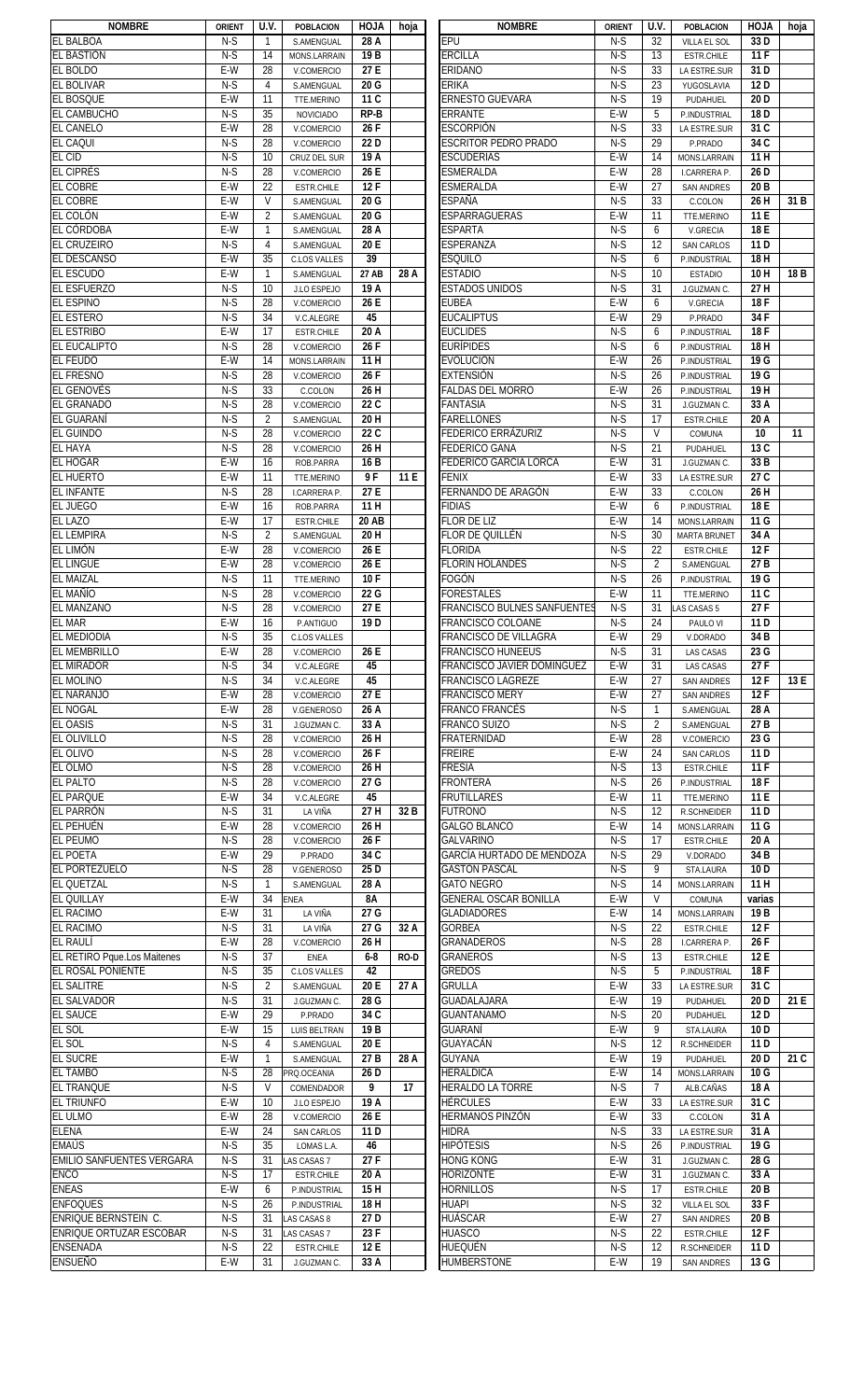| NOMBRE | ORIENT | U.V. | POBLACION | HOJA | hoja |
|---|---|---|---|---|---|
| EL BALBOA | N-S | 1 | S.AMENGUAL | 28 A | |
| EL BASTIÓN | N-S | 14 | MONS.LARRAIN | 19 B | |
| EL BOLDO | E-W | 28 | V.COMERCIO | 27 E | |
| EL BOLÍVAR | N-S | 4 | S.AMENGUAL | 20 G | |
| EL BOSQUE | E-W | 11 | TTE.MERINO | 11 C | |
| EL CAMBUCHO | N-S | 35 | NOVICIADO | RP-B | |
| EL CANELO | E-W | 28 | V.COMERCIO | 26 F | |
| EL CAQUI | N-S | 28 | V.COMERCIO | 22 D | |
| EL CID | N-S | 10 | CRUZ DEL SUR | 19 A | |
| EL CIPRÉS | N-S | 28 | V.COMERCIO | 26 E | |
| EL COBRE | E-W | 22 | ESTR.CHILE | 12 F | |
| EL COBRE | E-W | V | S.AMENGUAL | 20 G | |
| EL COLÓN | E-W | 2 | S.AMENGUAL | 20 G | |
| EL CÓRDOBA | E-W | 1 | S.AMENGUAL | 28 A | |
| EL CRUZEIRO | N-S | 4 | S.AMENGUAL | 20 E | |
| EL DESCANSO | E-W | 35 | C.LOS VALLES | 39 | |
| EL ESCUDO | E-W | 1 | S.AMENGUAL | 27 AB | 28 A |
| EL ESFUERZO | N-S | 10 | J.LO ESPEJO | 19 A | |
| EL ESPINO | N-S | 28 | V.COMERCIO | 26 E | |
| EL ESTERO | N-S | 34 | V.C.ALEGRE | 45 | |
| EL ESTRIBO | E-W | 17 | ESTR.CHILE | 20 A | |
| EL EUCALIPTO | N-S | 28 | V.COMERCIO | 26 F | |
| EL FEUDO | E-W | 14 | MONS.LARRAIN | 11 H | |
| EL FRESNO | N-S | 28 | V.COMERCIO | 26 F | |
| EL GENOVÉS | N-S | 33 | C.COLON | 26 H | |
| EL GRANADO | N-S | 28 | V.COMERCIO | 22 C | |
| EL GUARANÍ | N-S | 2 | S.AMENGUAL | 20 H | |
| EL GUINDO | N-S | 28 | V.COMERCIO | 22 C | |
| EL HAYA | N-S | 28 | V.COMERCIO | 26 H | |
| EL HOGAR | E-W | 16 | ROB.PARRA | 16 B | |
| EL HUERTO | E-W | 11 | TTE.MERINO | 9 F | 11 E |
| EL INFANTE | N-S | 28 | I.CARRERA P. | 27 E | |
| EL JUEGO | E-W | 16 | ROB.PARRA | 11 H | |
| EL LAZO | E-W | 17 | ESTR.CHILE | 20 AB | |
| EL LEMPIRA | N-S | 2 | S.AMENGUAL | 20 H | |
| EL LIMÓN | E-W | 28 | V.COMERCIO | 26 E | |
| EL LINGUE | E-W | 28 | V.COMERCIO | 26 E | |
| EL MAIZAL | N-S | 11 | TTE.MERINO | 10 F | |
| EL MAÑÍO | N-S | 28 | V.COMERCIO | 22 G | |
| EL MANZANO | N-S | 28 | V.COMERCIO | 27 E | |
| EL MAR | E-W | 16 | P.ANTIGUO | 19 D | |
| EL MEDIODÍA | N-S | 35 | C.LOS VALLES | | |
| EL MEMBRILLO | E-W | 28 | V.COMERCIO | 26 E | |
| EL MIRADOR | N-S | 34 | V.C.ALEGRE | 45 | |
| EL MOLINO | N-S | 34 | V.C.ALEGRE | 45 | |
| EL NARANJO | E-W | 28 | V.COMERCIO | 27 E | |
| EL NOGAL | E-W | 28 | V.GENEROSO | 26 A | |
| EL OASIS | N-S | 31 | J.GUZMAN C. | 33 A | |
| EL OLIVILLO | N-S | 28 | V.COMERCIO | 26 H | |
| EL OLIVO | N-S | 28 | V.COMERCIO | 26 F | |
| EL OLMO | N-S | 28 | V.COMERCIO | 26 H | |
| EL PALTO | N-S | 28 | V.COMERCIO | 27 G | |
| EL PARQUE | E-W | 34 | V.C.ALEGRE | 45 | |
| EL PARRÓN | N-S | 31 | LA VIÑA | 27 H | 32 B |
| EL PEHUÉN | E-W | 28 | V.COMERCIO | 26 H | |
| EL PEUMO | N-S | 28 | V.COMERCIO | 26 F | |
| EL POETA | E-W | 29 | P.PRADO | 34 C | |
| EL PORTEZUELO | N-S | 28 | V.GENEROSO | 25 D | |
| EL QUETZAL | N-S | 1 | S.AMENGUAL | 28 A | |
| EL QUILLAY | E-W | 34 | ENEA | 8A | |
| EL RACIMO | E-W | 31 | LA VIÑA | 27 G | |
| EL RACIMO | N-S | 31 | LA VIÑA | 27 G | 32 A |
| EL RAULÍ | E-W | 28 | V.COMERCIO | 26 H | |
| EL RETIRO Pque.Los Maitenes | N-S | 37 | ENEA | 6-8 | RO-D |
| EL ROSAL PONIENTE | N-S | 35 | C.LOS VALLES | 42 | |
| EL SALITRE | N-S | 2 | S.AMENGUAL | 20 E | 27 A |
| EL SALVADOR | N-S | 31 | J.GUZMAN C. | 28 G | |
| EL SAUCE | E-W | 29 | P.PRADO | 34 C | |
| EL SOL | E-W | 15 | LUIS BELTRAN | 19 B | |
| EL SOL | N-S | 4 | S.AMENGUAL | 20 E | |
| EL SUCRE | E-W | 1 | S.AMENGUAL | 27 B | 28 A |
| EL TAMBO | N-S | 28 | PRQ.OCEANIA | 26 D | |
| EL TRANQUE | N-S | V | COMENDADOR | 9 | 17 |
| EL TRIUNFO | E-W | 10 | J.LO ESPEJO | 19 A | |
| EL ULMO | E-W | 28 | V.COMERCIO | 26 E | |
| ELENA | E-W | 24 | SAN CARLOS | 11 D | |
| EMAÚS | N-S | 35 | LOMAS L.A. | 46 | |
| EMILIO SANFUENTES VERGARA | N-S | 31 | LAS CASAS 7 | 27 F | |
| ENCO | N-S | 17 | ESTR.CHILE | 20 A | |
| ENEAS | E-W | 6 | P.INDUSTRIAL | 15 H | |
| ENFOQUES | N-S | 26 | P.INDUSTRIAL | 18 H | |
| ENRIQUE BERNSTEIN C. | N-S | 31 | LAS CASAS 8 | 27 D | |
| ENRIQUE ORTUZAR ESCOBAR | N-S | 31 | LAS CASAS 7 | 23 F | |
| ENSENADA | N-S | 22 | ESTR.CHILE | 12 E | |
| ENSUEÑO | E-W | 31 | J.GUZMAN C. | 33 A | |
| EPU | N-S | 32 | VILLA EL SOL | 33 D | |
| ERCILLA | N-S | 13 | ESTR.CHILE | 11 F | |
| ERIDANO | N-S | 33 | LA ESTRE.SUR | 31 D | |
| ERIKA | N-S | 23 | YUGOSLAVIA | 12 D | |
| ERNESTO GUEVARA | N-S | 19 | PUDAHUEL | 20 D | |
| ERRANTE | E-W | 5 | P.INDUSTRIAL | 18 D | |
| ESCORPIÓN | N-S | 33 | LA ESTRE.SUR | 31 C | |
| ESCRITOR PEDRO PRADO | N-S | 29 | P.PRADO | 34 C | |
| ESCUDERÍAS | E-W | 14 | MONS.LARRAIN | 11 H | |
| ESMERALDA | E-W | 28 | I.CARRERA P. | 26 D | |
| ESMERALDA | E-W | 27 | SAN ANDRES | 20 B | |
| ESPAÑA | N-S | 33 | C.COLON | 26 H | 31 B |
| ESPARRAGUERAS | E-W | 11 | TTE.MERINO | 11 E | |
| ESPARTA | N-S | 6 | V.GRECIA | 18 E | |
| ESPERANZA | N-S | 12 | SAN CARLOS | 11 D | |
| ESQUILO | N-S | 6 | P.INDUSTRIAL | 18 H | |
| ESTADIO | N-S | 10 | ESTADIO | 10 H | 18 B |
| ESTADOS UNIDOS | N-S | 31 | J.GUZMAN C. | 27 H | |
| EUBEA | E-W | 6 | V.GRECIA | 18 F | |
| EUCALIPTUS | E-W | 29 | P.PRADO | 34 F | |
| EUCLIDES | N-S | 6 | P.INDUSTRIAL | 18 F | |
| EURÍPIDES | N-S | 6 | P.INDUSTRIAL | 18 H | |
| EVOLUCIÓN | E-W | 26 | P.INDUSTRIAL | 19 G | |
| EXTENSIÓN | N-S | 26 | P.INDUSTRIAL | 19 G | |
| FALDAS DEL MORRO | E-W | 26 | P.INDUSTRIAL | 19 H | |
| FANTASÍA | N-S | 31 | J.GUZMAN C. | 33 A | |
| FARELLONES | N-S | 17 | ESTR.CHILE | 20 A | |
| FEDERICO ERRÁZURIZ | N-S | V | COMUNA | 10 | 11 |
| FEDERICO GANA | N-S | 21 | PUDAHUEL | 13 C | |
| FEDERICO GARCÍA LORCA | E-W | 31 | J.GUZMAN C. | 33 B | |
| FENIX | E-W | 33 | LA ESTRE.SUR | 27 C | |
| FERNANDO DE ARAGÓN | E-W | 33 | C.COLON | 26 H | |
| FIDIAS | E-W | 6 | P.INDUSTRIAL | 18 E | |
| FLOR DE LIZ | E-W | 14 | MONS.LARRAIN | 11 G | |
| FLOR DE QUILLÉN | N-S | 30 | MARTA BRUNET | 34 A | |
| FLORIDA | N-S | 22 | ESTR.CHILE | 12 F | |
| FLORÍN HOLANDÉS | N-S | 2 | S.AMENGUAL | 27 B | |
| FOGÓN | N-S | 26 | P.INDUSTRIAL | 19 G | |
| FORESTALES | E-W | 11 | TTE.MERINO | 11 C | |
| FRANCISCO BULNES SANFUENTES | N-S | 31 | LAS CASAS 5 | 27 F | |
| FRANCISCO COLOANE | N-S | 24 | PAULO VI | 11 D | |
| FRANCISCO DE VILLAGRA | E-W | 29 | V.DORADO | 34 B | |
| FRANCISCO HUNEEUS | N-S | 31 | LAS CASAS | 23 G | |
| FRANCISCO JAVIER DOMÍNGUEZ | E-W | 31 | LAS CASAS | 27 F | |
| FRANCISCO LAGREZE | E-W | 27 | SAN ANDRES | 12 F | 13 E |
| FRANCISCO MERY | E-W | 27 | SAN ANDRES | 12 F | |
| FRANCO FRANCÉS | N-S | 1 | S.AMENGUAL | 28 A | |
| FRANCO SUIZO | N-S | 2 | S.AMENGUAL | 27 B | |
| FRATERNIDAD | E-W | 28 | V.COMERCIO | 23 G | |
| FREIRE | E-W | 24 | SAN CARLOS | 11 D | |
| FRESIA | N-S | 13 | ESTR.CHILE | 11 F | |
| FRONTERA | N-S | 26 | P.INDUSTRIAL | 18 F | |
| FRUTILLARES | E-W | 11 | TTE.MERINO | 11 E | |
| FUTRONO | N-S | 12 | R.SCHNEIDER | 11 D | |
| GALGO BLANCO | E-W | 14 | MONS.LARRAIN | 11 G | |
| GALVARINO | N-S | 17 | ESTR.CHILE | 20 A | |
| GARCÍA HURTADO DE MENDOZA | N-S | 29 | V.DORADO | 34 B | |
| GASTÓN PASCAL | N-S | 9 | STA.LAURA | 10 D | |
| GATO NEGRO | N-S | 14 | MONS.LARRAIN | 11 H | |
| GENERAL OSCAR BONILLA | E-W | V | COMUNA | varias | |
| GLADIADORES | E-W | 14 | MONS.LARRAIN | 19 B | |
| GORBEA | N-S | 22 | ESTR.CHILE | 12 F | |
| GRANADEROS | N-S | 28 | I.CARRERA P. | 26 F | |
| GRANEROS | N-S | 13 | ESTR.CHILE | 12 E | |
| GREDOS | N-S | 5 | P.INDUSTRIAL | 18 F | |
| GRULLA | E-W | 33 | LA ESTRE.SUR | 31 C | |
| GUADALAJARA | E-W | 19 | PUDAHUEL | 20 D | 21 E |
| GUANTÁNAMO | N-S | 20 | PUDAHUEL | 12 D | |
| GUARANÍ | E-W | 9 | STA.LAURA | 10 D | |
| GUAYACÁN | N-S | 12 | R.SCHNEIDER | 11 D | |
| GUYANA | E-W | 19 | PUDAHUEL | 20 D | 21 C |
| HERÁLDICA | E-W | 14 | MONS.LARRAIN | 10 G | |
| HERALDO LA TORRE | N-S | 7 | ALB.CAÑAS | 18 A | |
| HÉRCULES | E-W | 33 | LA ESTRE.SUR | 31 C | |
| HERMANOS PINZÓN | E-W | 33 | C.COLON | 31 A | |
| HIDRA | N-S | 33 | LA ESTRE.SUR | 31 A | |
| HIPÓTESIS | N-S | 26 | P.INDUSTRIAL | 19 G | |
| HONG KONG | E-W | 31 | J.GUZMAN C. | 28 G | |
| HORIZONTE | E-W | 31 | J.GUZMAN C. | 33 A | |
| HORNILLOS | N-S | 17 | ESTR.CHILE | 20 B | |
| HUAPI | N-S | 32 | VILLA EL SOL | 33 F | |
| HUÁSCAR | E-W | 27 | SAN ANDRES | 20 B | |
| HUASCO | N-S | 22 | ESTR.CHILE | 12 F | |
| HUEQUÉN | N-S | 12 | R.SCHNEIDER | 11 D | |
| HUMBERSTONE | E-W | 19 | SAN ANDRES | 13 G | |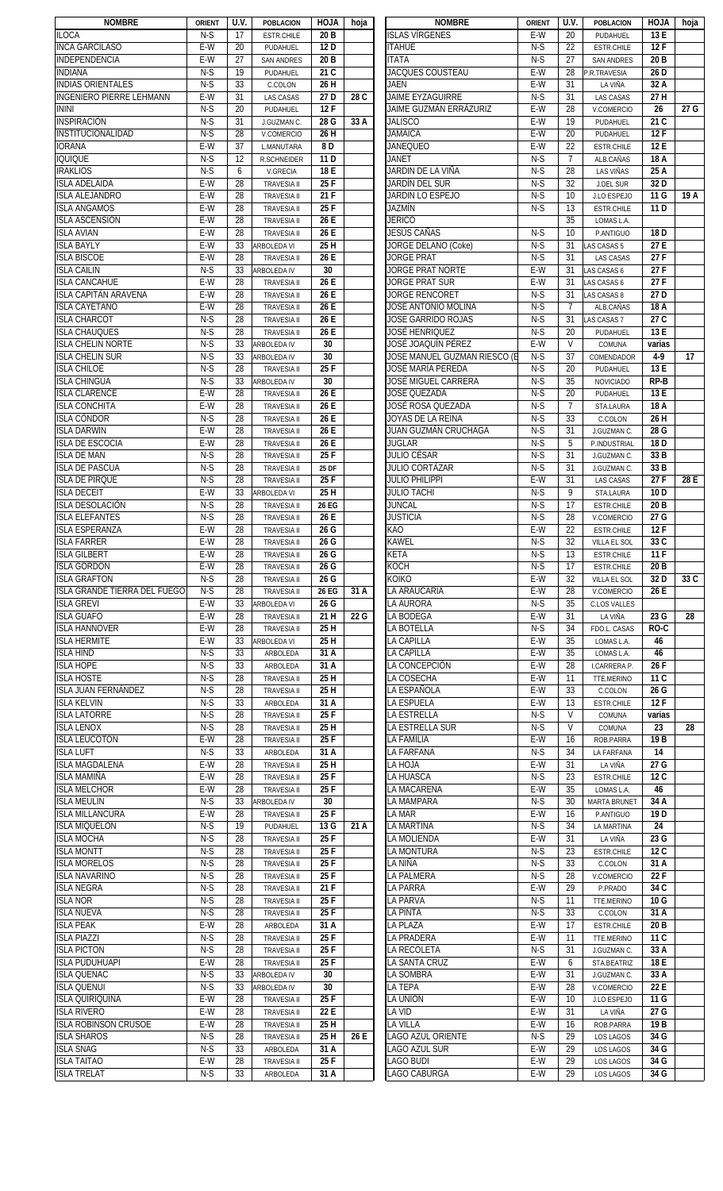| NOMBRE | ORIENT | U.V. | POBLACION | HOJA | hoja |
|---|---|---|---|---|---|
| ILOCA | N-S | 17 | ESTR.CHILE | 20 B | |
| INCA GARCILASO | E-W | 20 | PUDAHUEL | 12 D | |
| INDEPENDENCIA | E-W | 27 | SAN ANDRES | 20 B | |
| INDIANA | N-S | 19 | PUDAHUEL | 21 C | |
| INDIAS ORIENTALES | N-S | 33 | C.COLON | 26 H | |
| INGENIERO PIERRE LEHMANN | E-W | 31 | LAS CASAS | 27 D | 28 C |
| ININI | N-S | 20 | PUDAHUEL | 12 F | |
| INSPIRACIÓN | N-S | 31 | J.GUZMAN C. | 28 G | 33 A |
| INSTITUCIONALIDAD | N-S | 28 | V.COMERCIO | 26 H | |
| IORANA | E-W | 37 | L.MANUTARA | 8 D | |
| IQUIQUE | N-S | 12 | R.SCHNEIDER | 11 D | |
| IRAKLIOS | N-S | 6 | V.GRECIA | 18 E | |
| ISLA ADELAIDA | E-W | 28 | TRAVESIA II | 25 F | |
| ISLA ALEJANDRO | E-W | 28 | TRAVESIA II | 21 F | |
| ISLA ANGAMOS | E-W | 28 | TRAVESIA II | 25 F | |
| ISLA ASCENSION | E-W | 28 | TRAVESIA II | 26 E | |
| ISLA AVIAN | E-W | 28 | TRAVESIA II | 26 E | |
| ISLA BAYLY | E-W | 33 | ARBOLEDA VI | 25 H | |
| ISLA BISCOE | E-W | 28 | TRAVESIA II | 26 E | |
| ISLA CAILIN | N-S | 33 | ARBOLEDA IV | 30 | |
| ISLA CANCAHUE | E-W | 28 | TRAVESIA II | 26 E | |
| ISLA CAPITÁN ARAVENA | E-W | 28 | TRAVESIA II | 26 E | |
| ISLA CAYETANO | E-W | 28 | TRAVESIA II | 26 E | |
| ISLA CHARCOT | N-S | 28 | TRAVESIA II | 26 E | |
| ISLA CHAUQUES | N-S | 28 | TRAVESIA II | 26 E | |
| ISLA CHELIN NORTE | N-S | 33 | ARBOLEDA IV | 30 | |
| ISLA CHELIN SUR | N-S | 33 | ARBOLEDA IV | 30 | |
| ISLA CHILOÉ | N-S | 28 | TRAVESIA II | 25 F | |
| ISLA CHINGUA | N-S | 33 | ARBOLEDA IV | 30 | |
| ISLA CLARENCE | E-W | 28 | TRAVESIA II | 26 E | |
| ISLA CONCHITA | E-W | 28 | TRAVESIA II | 26 E | |
| ISLA CÓNDOR | N-S | 28 | TRAVESIA II | 26 E | |
| ISLA DARWIN | E-W | 28 | TRAVESIA II | 26 E | |
| ISLA DE ESCOCIA | E-W | 28 | TRAVESIA II | 26 E | |
| ISLA DE MAN | N-S | 28 | TRAVESIA II | 25 F | |
| ISLA DE PASCUA | N-S | 28 | TRAVESIA II | 25 DF | |
| ISLA DE PIRQUE | N-S | 28 | TRAVESIA II | 25 F | |
| ISLA DECEIT | E-W | 33 | ARBOLEDA VI | 25 H | |
| ISLA DESOLACIÓN | N-S | 28 | TRAVESIA II | 26 EG | |
| ISLA ELEFANTES | N-S | 28 | TRAVESIA II | 26 E | |
| ISLA ESPERANZA | E-W | 28 | TRAVESIA II | 26 G | |
| ISLA FARRER | E-W | 28 | TRAVESIA II | 26 G | |
| ISLA GILBERT | E-W | 28 | TRAVESIA II | 26 G | |
| ISLA GORDON | E-W | 28 | TRAVESIA II | 26 G | |
| ISLA GRAFTON | N-S | 28 | TRAVESIA II | 26 G | |
| ISLA GRANDE TIERRA DEL FUEGO | N-S | 28 | TRAVESIA II | 26 EG | 31 A |
| ISLA GREVI | E-W | 33 | ARBOLEDA VI | 26 G | |
| ISLA GUAFO | E-W | 28 | TRAVESIA II | 21 H | 22 G |
| ISLA HANNOVER | E-W | 28 | TRAVESIA II | 25 H | |
| ISLA HERMITE | E-W | 33 | ARBOLEDA VI | 25 H | |
| ISLA HIND | N-S | 33 | ARBOLEDA | 31 A | |
| ISLA HOPE | N-S | 33 | ARBOLEDA | 31 A | |
| ISLA HOSTE | N-S | 28 | TRAVESIA II | 25 H | |
| ISLA JUAN FERNÁNDEZ | N-S | 28 | TRAVESIA II | 25 H | |
| ISLA KELVIN | N-S | 33 | ARBOLEDA | 31 A | |
| ISLA LATORRE | N-S | 28 | TRAVESIA II | 25 F | |
| ISLA LENOX | N-S | 28 | TRAVESIA II | 25 H | |
| ISLA LEUCOTÓN | E-W | 28 | TRAVESIA II | 25 F | |
| ISLA LUFT | N-S | 33 | ARBOLEDA | 31 A | |
| ISLA MAGDALENA | E-W | 28 | TRAVESIA II | 25 H | |
| ISLA MAMIÑA | E-W | 28 | TRAVESIA II | 25 F | |
| ISLA MELCHOR | E-W | 28 | TRAVESIA II | 25 F | |
| ISLA MEULIN | N-S | 33 | ARBOLEDA IV | 30 | |
| ISLA MILLANCURA | E-W | 28 | TRAVESIA II | 25 F | |
| ISLA MIQUELÓN | N-S | 19 | PUDAHUEL | 13 G | 21 A |
| ISLA MOCHA | N-S | 28 | TRAVESIA II | 25 F | |
| ISLA MONTT | N-S | 28 | TRAVESIA II | 25 F | |
| ISLA MORELOS | N-S | 28 | TRAVESIA II | 25 F | |
| ISLA NAVARINO | N-S | 28 | TRAVESIA II | 25 F | |
| ISLA NEGRA | N-S | 28 | TRAVESIA II | 21 F | |
| ISLA NOR | N-S | 28 | TRAVESIA II | 25 F | |
| ISLA NUEVA | N-S | 28 | TRAVESIA II | 25 F | |
| ISLA PEAK | E-W | 28 | ARBOLEDA | 31 A | |
| ISLA PIAZZI | N-S | 28 | TRAVESIA II | 25 F | |
| ISLA PICTON | N-S | 28 | TRAVESIA II | 25 F | |
| ISLA PUDUHUAPI | E-W | 28 | TRAVESIA II | 25 F | |
| ISLA QUENAC | N-S | 33 | ARBOLEDA IV | 30 | |
| ISLA QUENUI | N-S | 33 | ARBOLEDA IV | 30 | |
| ISLA QUIRIQUINA | E-W | 28 | TRAVESIA II | 25 F | |
| ISLA RIVERO | E-W | 28 | TRAVESIA II | 22 E | |
| ISLA ROBINSON CRUSOE | E-W | 28 | TRAVESIA II | 25 H | |
| ISLA SHAROS | N-S | 28 | TRAVESIA II | 25 H | 26 E |
| ISLA SNAG | N-S | 33 | ARBOLEDA | 31 A | |
| ISLA TAITAO | E-W | 28 | TRAVESIA II | 25 F | |
| ISLA TRELAT | N-S | 33 | ARBOLEDA | 31 A | |
| ISLAS VÍRGENES | E-W | 20 | PUDAHUEL | 13 E | |
| ITAHUE | N-S | 22 | ESTR.CHILE | 12 F | |
| ITATA | N-S | 27 | SAN ANDRES | 20 B | |
| JACQUES COUSTEAU | E-W | 28 | P.R.TRAVESIA | 26 D | |
| JAÉN | E-W | 31 | LA VIÑA | 32 A | |
| JAIME EYZAGUIRRE | N-S | 31 | LAS CASAS | 27 H | |
| JAIME GUZMÁN ERRÁZURIZ | E-W | 28 | V.COMERCIO | 26 | 27 G |
| JALISCO | E-W | 19 | PUDAHUEL | 21 C | |
| JAMAICA | E-W | 20 | PUDAHUEL | 12 F | |
| JANEQUEO | E-W | 22 | ESTR.CHILE | 12 E | |
| JANET | N-S | 7 | ALB.CAÑAS | 18 A | |
| JARDIN DE LA VIÑA | N-S | 28 | LAS VIÑAS | 25 A | |
| JARDÍN DEL SUR | N-S | 32 | J.DEL SUR | 32 D | |
| JARDIN LO ESPEJO | N-S | 10 | J.LO ESPEJO | 11 G | 19 A |
| JAZMÍN | N-S | 13 | ESTR.CHILE | 11 D | |
| JERICO | | 35 | LOMAS L.A. | | |
| JESÚS CAÑAS | N-S | 10 | P.ANTIGUO | 18 D | |
| JORGE DELANO (Coke) | N-S | 31 | LAS CASAS 5 | 27 E | |
| JORGE PRAT | N-S | 31 | LAS CASAS | 27 F | |
| JORGE PRAT NORTE | E-W | 31 | LAS CASAS 6 | 27 F | |
| JORGE PRAT SUR | E-W | 31 | LAS CASAS 6 | 27 F | |
| JORGE RENCORET | N-S | 31 | LAS CASAS 8 | 27 D | |
| JOSE ANTONIO MOLINA | N-S | 7 | ALB.CAÑAS | 18 A | |
| JOSE GARRIDO ROJAS | N-S | 31 | LAS CASAS 7 | 27 C | |
| JOSÉ HENRÍQUEZ | N-S | 20 | PUDAHUEL | 13 E | |
| JOSÉ JOAQUÍN PÉREZ | E-W | V | COMUNA | varias | |
| JOSE MANUEL GUZMAN RIESCO (E | N-S | 37 | COMENDADOR | 4-9 | 17 |
| JOSÉ MARÍA PEREDA | N-S | 20 | PUDAHUEL | 13 E | |
| JOSÉ MIGUEL CARRERA | N-S | 35 | NOVICIADO | RP-B | |
| JOSE QUEZADA | N-S | 20 | PUDAHUEL | 13 E | |
| JOSÉ ROSA QUEZADA | N-S | 7 | STA.LAURA | 18 A | |
| JOYAS DE LA REINA | N-S | 33 | C.COLON | 26 H | |
| JUAN GUZMÁN CRUCHAGA | N-S | 31 | J.GUZMAN C. | 28 G | |
| JUGLAR | N-S | 5 | P.INDUSTRIAL | 18 D | |
| JULIO CÉSAR | N-S | 31 | J.GUZMAN C. | 33 B | |
| JULIO CORTÁZAR | N-S | 31 | J.GUZMAN C. | 33 B | |
| JULIO PHILIPPI | E-W | 31 | LAS CASAS | 27 F | 28 E |
| JULIO TACHI | N-S | 9 | STA.LAURA | 10 D | |
| JUNCAL | N-S | 17 | ESTR.CHILE | 20 B | |
| JUSTICIA | N-S | 28 | V.COMERCIO | 27 G | |
| KAO | E-W | 22 | ESTR.CHILE | 12 F | |
| KAWEL | N-S | 32 | VILLA EL SOL | 33 C | |
| KETA | N-S | 13 | ESTR.CHILE | 11 F | |
| KOCH | N-S | 17 | ESTR.CHILE | 20 B | |
| KOIKO | E-W | 32 | VILLA EL SOL | 32 D | 33 C |
| LA ARAUCARIA | E-W | 28 | V.COMERCIO | 26 E | |
| LA AURORA | N-S | 35 | C.LOS VALLES | | |
| LA BODEGA | E-W | 31 | LA VIÑA | 23 G | 28 |
| LA BOTELLA | N-S | 34 | FDO.L. CASAS | RO-C | |
| LA CAPILLA | E-W | 35 | LOMAS L.A. | 46 | |
| LA CAPILLA | E-W | 35 | LOMAS L.A. | 46 | |
| LA CONCEPCIÓN | E-W | 28 | I.CARRERA P. | 26 F | |
| LA COSECHA | E-W | 11 | TTE.MERINO | 11 C | |
| LA ESPAÑOLA | E-W | 33 | C.COLON | 26 G | |
| LA ESPUELA | E-W | 13 | ESTR.CHILE | 12 F | |
| LA ESTRELLA | N-S | V | COMUNA | varias | |
| LA ESTRELLA SUR | N-S | V | COMUNA | 23 | 28 |
| LA FAMILIA | E-W | 16 | ROB.PARRA | 19 B | |
| LA FARFANA | N-S | 34 | LA FARFANA | 14 | |
| LA HOJA | E-W | 31 | LA VIÑA | 27 G | |
| LA HUASCA | N-S | 23 | ESTR.CHILE | 12 C | |
| LA MACARENA | E-W | 35 | LOMAS L.A. | 46 | |
| LA MAMPARA | N-S | 30 | MARTA BRUNET | 34 A | |
| LA MAR | E-W | 16 | P.ANTIGUO | 19 D | |
| LA MARTINA | N-S | 34 | LA MARTINA | 24 | |
| LA MOLIENDA | E-W | 31 | LA VIÑA | 23 G | |
| LA MONTURA | N-S | 23 | ESTR.CHILE | 12 C | |
| LA NIÑA | N-S | 33 | C.COLON | 31 A | |
| LA PALMERA | N-S | 28 | V.COMERCIO | 22 F | |
| LA PARRA | E-W | 29 | P.PRADO | 34 C | |
| LA PARVA | N-S | 11 | TTE.MERINO | 10 G | |
| LA PINTA | N-S | 33 | C.COLON | 31 A | |
| LA PLAZA | E-W | 17 | ESTR.CHILE | 20 B | |
| LA PRADERA | E-W | 11 | TTE.MERINO | 11 C | |
| LA RECOLETA | N-S | 31 | J.GUZMAN C. | 33 A | |
| LA SANTA CRUZ | E-W | 6 | STA.BEATRIZ | 18 E | |
| LA SOMBRA | E-W | 31 | J.GUZMAN C. | 33 A | |
| LA TEPA | E-W | 28 | V.COMERCIO | 22 E | |
| LA UNIÓN | E-W | 10 | J.LO ESPEJO | 11 G | |
| LA VID | E-W | 31 | LA VIÑA | 27 G | |
| LA VILLA | E-W | 16 | ROB.PARRA | 19 B | |
| LAGO AZUL ORIENTE | N-S | 29 | LOS LAGOS | 34 G | |
| LAGO AZUL SUR | E-W | 29 | LOS LAGOS | 34 G | |
| LAGO BUDI | E-W | 29 | LOS LAGOS | 34 G | |
| LAGO CABURGA | E-W | 29 | LOS LAGOS | 34 G | |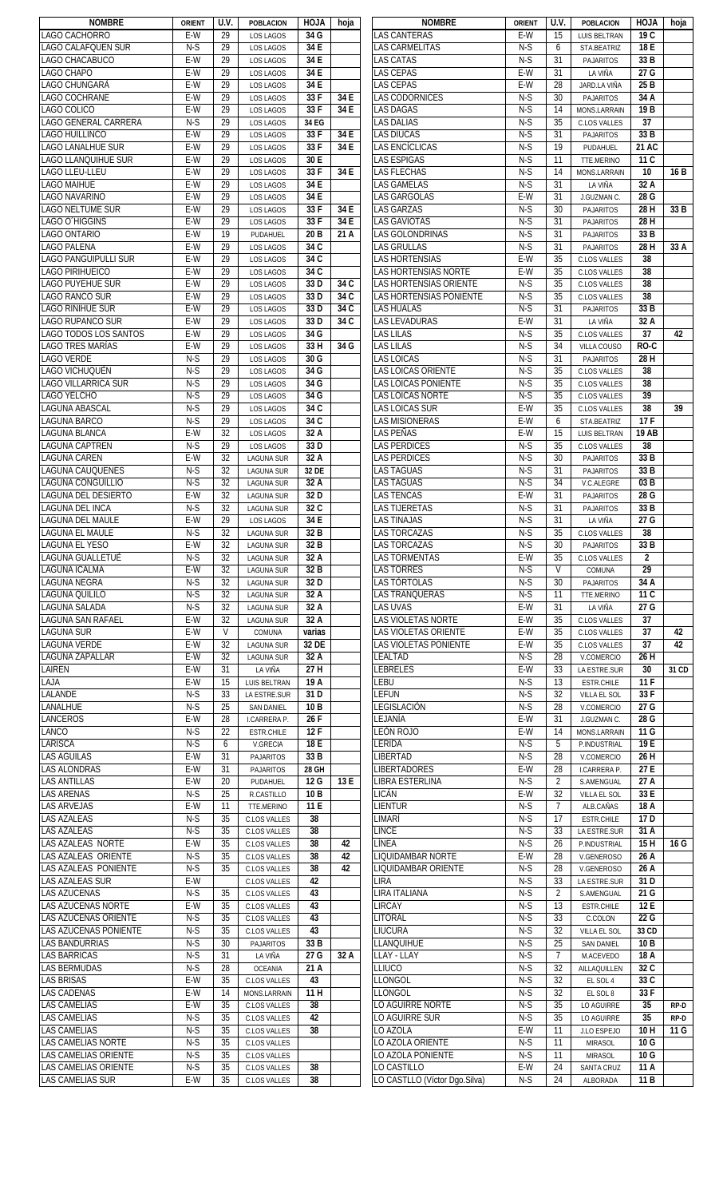| NOMBRE | ORIENT | U.V. | POBLACION | HOJA | hoja |
|---|---|---|---|---|---|
| LAGO CACHORRO | E-W | 29 | LOS LAGOS | 34 G | |
| LAGO CALAFQUEN SUR | N-S | 29 | LOS LAGOS | 34 E | |
| LAGO CHACABUCO | E-W | 29 | LOS LAGOS | 34 E | |
| LAGO CHAPO | E-W | 29 | LOS LAGOS | 34 E | |
| LAGO CHUNGARÁ | E-W | 29 | LOS LAGOS | 34 E | |
| LAGO COCHRANE | E-W | 29 | LOS LAGOS | 33 F | 34 E |
| LAGO COLICO | E-W | 29 | LOS LAGOS | 33 F | 34 E |
| LAGO GENERAL CARRERA | N-S | 29 | LOS LAGOS | 34 EG | |
| LAGO HUILLINCO | E-W | 29 | LOS LAGOS | 33 F | 34 E |
| LAGO LANALHUE SUR | E-W | 29 | LOS LAGOS | 33 F | 34 E |
| LAGO LLANQUIHUE SUR | E-W | 29 | LOS LAGOS | 30 E | |
| LAGO LLEU-LLEU | E-W | 29 | LOS LAGOS | 33 F | 34 E |
| LAGO MAIHUE | E-W | 29 | LOS LAGOS | 34 E | |
| LAGO NAVARINO | E-W | 29 | LOS LAGOS | 34 E | |
| LAGO NELTUME SUR | E-W | 29 | LOS LAGOS | 33 F | 34 E |
| LAGO O´HIGGINS | E-W | 29 | LOS LAGOS | 33 F | 34 E |
| LAGO ONTARIO | E-W | 19 | PUDAHUEL | 20 B | 21 A |
| LAGO PALENA | E-W | 29 | LOS LAGOS | 34 C | |
| LAGO PANGUIPULLI SUR | E-W | 29 | LOS LAGOS | 34 C | |
| LAGO PIRIHUEICO | E-W | 29 | LOS LAGOS | 34 C | |
| LAGO PUYEHUE SUR | E-W | 29 | LOS LAGOS | 33 D | 34 C |
| LAGO RANCO SUR | E-W | 29 | LOS LAGOS | 33 D | 34 C |
| LAGO RIÑIHUE SUR | E-W | 29 | LOS LAGOS | 33 D | 34 C |
| LAGO RUPANCO SUR | E-W | 29 | LOS LAGOS | 33 D | 34 C |
| LAGO TODOS LOS SANTOS | E-W | 29 | LOS LAGOS | 34 G | |
| LAGO TRES MARÍAS | E-W | 29 | LOS LAGOS | 33 H | 34 G |
| LAGO VERDE | N-S | 29 | LOS LAGOS | 30 G | |
| LAGO VICHUQUÉN | N-S | 29 | LOS LAGOS | 34 G | |
| LAGO VILLARRICA SUR | N-S | 29 | LOS LAGOS | 34 G | |
| LAGO YELCHO | N-S | 29 | LOS LAGOS | 34 G | |
| LAGUNA ABASCAL | N-S | 29 | LOS LAGOS | 34 C | |
| LAGUNA BARCO | N-S | 29 | LOS LAGOS | 34 C | |
| LAGUNA BLANCA | E-W | 32 | LOS LAGOS | 32 A | |
| LAGUNA CAPTREN | N-S | 29 | LOS LAGOS | 33 D | |
| LAGUNA CAREN | E-W | 32 | LAGUNA SUR | 32 A | |
| LAGUNA CAUQUENES | N-S | 32 | LAGUNA SUR | 32 DE | |
| LAGUNA CONGUILLIO | N-S | 32 | LAGUNA SUR | 32 A | |
| LAGUNA DEL DESIERTO | E-W | 32 | LAGUNA SUR | 32 D | |
| LAGUNA DEL INCA | N-S | 32 | LAGUNA SUR | 32 C | |
| LAGUNA DEL MAULE | E-W | 29 | LOS LAGOS | 34 E | |
| LAGUNA EL MAULE | N-S | 32 | LAGUNA SUR | 32 B | |
| LAGUNA EL YESO | E-W | 32 | LAGUNA SUR | 32 B | |
| LAGUNA GUALLETUÉ | N-S | 32 | LAGUNA SUR | 32 A | |
| LAGUNA ICALMA | E-W | 32 | LAGUNA SUR | 32 B | |
| LAGUNA NEGRA | N-S | 32 | LAGUNA SUR | 32 D | |
| LAGUNA QUILILO | N-S | 32 | LAGUNA SUR | 32 A | |
| LAGUNA SALADA | N-S | 32 | LAGUNA SUR | 32 A | |
| LAGUNA SAN RAFAEL | E-W | 32 | LAGUNA SUR | 32 A | |
| LAGUNA SUR | E-W | V | COMUNA | varias | |
| LAGUNA VERDE | E-W | 32 | LAGUNA SUR | 32 DE | |
| LAGUNA ZAPALLAR | E-W | 32 | LAGUNA SUR | 32 A | |
| LAIREN | E-W | 31 | LA VIÑA | 27 H | |
| LAJA | E-W | 15 | LUIS BELTRAN | 19 A | |
| LALANDE | N-S | 33 | LA ESTRE.SUR | 31 D | |
| LANALHUE | N-S | 25 | SAN DANIEL | 10 B | |
| LANCEROS | E-W | 28 | I.CARRERA P. | 26 F | |
| LANCO | N-S | 22 | ESTR.CHILE | 12 F | |
| LARISCA | N-S | 6 | V.GRECIA | 18 E | |
| LAS AGUILAS | E-W | 31 | PAJARITOS | 33 B | |
| LAS ALONDRAS | E-W | 31 | PAJARITOS | 28 GH | |
| LAS ANTILLAS | E-W | 20 | PUDAHUEL | 12 G | 13 E |
| LAS ARENAS | N-S | 25 | R.CASTILLO | 10 B | |
| LAS ARVEJAS | E-W | 11 | TTE.MERINO | 11 E | |
| LAS AZALEAS | N-S | 35 | C.LOS VALLES | 38 | |
| LAS AZALEAS | N-S | 35 | C.LOS VALLES | 38 | |
| LAS AZALEAS NORTE | E-W | 35 | C.LOS VALLES | 38 | 42 |
| LAS AZALEAS ORIENTE | N-S | 35 | C.LOS VALLES | 38 | 42 |
| LAS AZALEAS PONIENTE | N-S | 35 | C.LOS VALLES | 38 | 42 |
| LAS AZALEAS SUR | E-W | | C.LOS VALLES | 42 | |
| LAS AZUCENAS | N-S | 35 | C.LOS VALLES | 43 | |
| LAS AZUCENAS NORTE | E-W | 35 | C.LOS VALLES | 43 | |
| LAS AZUCENAS ORIENTE | N-S | 35 | C.LOS VALLES | 43 | |
| LAS AZUCENAS PONIENTE | N-S | 35 | C.LOS VALLES | 43 | |
| LAS BANDURRIAS | N-S | 30 | PAJARITOS | 33 B | |
| LAS BARRICAS | N-S | 31 | LA VIÑA | 27 G | 32 A |
| LAS BERMUDAS | N-S | 28 | OCEANIA | 21 A | |
| LAS BRISAS | E-W | 35 | C.LOS VALLES | 43 | |
| LAS CADENAS | E-W | 14 | MONS.LARRAIN | 11 H | |
| LAS CAMELIAS | E-W | 35 | C.LOS VALLES | 38 | |
| LAS CAMELIAS | N-S | 35 | C.LOS VALLES | 42 | |
| LAS CAMELIAS | N-S | 35 | C.LOS VALLES | 38 | |
| LAS CAMELIAS NORTE | N-S | 35 | C.LOS VALLES | | |
| LAS CAMELIAS ORIENTE | N-S | 35 | C.LOS VALLES | | |
| LAS CAMELIAS ORIENTE | N-S | 35 | C.LOS VALLES | 38 | |
| LAS CAMELIAS SUR | E-W | 35 | C.LOS VALLES | 38 | |
| LAS CANTERAS | E-W | 15 | LUIS BELTRAN | 19 C | |
| LAS CARMELITAS | N-S | 6 | STA.BEATRIZ | 18 E | |
| LAS CATAS | N-S | 31 | PAJARITOS | 33 B | |
| LAS CEPAS | E-W | 31 | LA VIÑA | 27 G | |
| LAS CEPAS | E-W | 28 | JARD.LA VIÑA | 25 B | |
| LAS CODORNICES | N-S | 30 | PAJARITOS | 34 A | |
| LAS DAGAS | N-S | 14 | MONS.LARRAIN | 19 B | |
| LAS DALIAS | N-S | 35 | C.LOS VALLES | 37 | |
| LAS DIUCAS | N-S | 31 | PAJARITOS | 33 B | |
| LAS ENCÍCLICAS | N-S | 19 | PUDAHUEL | 21 AC | |
| LAS ESPIGAS | N-S | 11 | TTE.MERINO | 11 C | |
| LAS FLECHAS | N-S | 14 | MONS.LARRAIN | 10 | 16 B |
| LAS GAMELAS | N-S | 31 | LA VIÑA | 32 A | |
| LAS GARGOLAS | E-W | 31 | J.GUZMAN C. | 28 G | |
| LAS GARZAS | N-S | 30 | PAJARITOS | 28 H | 33 B |
| LAS GAVIOTAS | N-S | 31 | PAJARITOS | 28 H | |
| LAS GOLONDRINAS | N-S | 31 | PAJARITOS | 33 B | |
| LAS GRULLAS | N-S | 31 | PAJARITOS | 28 H | 33 A |
| LAS HORTENSIAS | E-W | 35 | C.LOS VALLES | 38 | |
| LAS HORTENSIAS NORTE | E-W | 35 | C.LOS VALLES | 38 | |
| LAS HORTENSIAS ORIENTE | N-S | 35 | C.LOS VALLES | 38 | |
| LAS HORTENSIAS PONIENTE | N-S | 35 | C.LOS VALLES | 38 | |
| LAS HUALAS | N-S | 31 | PAJARITOS | 33 B | |
| LAS LEVADURAS | E-W | 31 | LA VIÑA | 32 A | |
| LAS LILAS | N-S | 35 | C.LOS VALLES | 37 | 42 |
| LAS LILAS | N-S | 34 | VILLA COUSO | RO-C | |
| LAS LOICAS | N-S | 31 | PAJARITOS | 28 H | |
| LAS LOICAS ORIENTE | N-S | 35 | C.LOS VALLES | 38 | |
| LAS LOICAS PONIENTE | N-S | 35 | C.LOS VALLES | 38 | |
| LAS LOICAS NORTE | N-S | 35 | C.LOS VALLES | 39 | |
| LAS LOICAS SUR | E-W | 35 | C.LOS VALLES | 38 | 39 |
| LAS MISIONERAS | E-W | 6 | STA.BEATRIZ | 17 F | |
| LAS PEÑAS | E-W | 15 | LUIS BELTRAN | 19 AB | |
| LAS PERDICES | N-S | 35 | C.LOS VALLES | 38 | |
| LAS PERDICES | N-S | 30 | PAJARITOS | 33 B | |
| LAS TAGUAS | N-S | 31 | PAJARITOS | 33 B | |
| LAS TAGUAS | N-S | 34 | V.C.ALEGRE | 03 B | |
| LAS TENCAS | E-W | 31 | PAJARITOS | 28 G | |
| LAS TIJERETAS | N-S | 31 | PAJARITOS | 33 B | |
| LAS TINAJAS | N-S | 31 | LA VIÑA | 27 G | |
| LAS TORCAZAS | N-S | 35 | C.LOS VALLES | 38 | |
| LAS TORCAZAS | N-S | 30 | PAJARITOS | 33 B | |
| LAS TORMENTAS | E-W | 35 | C.LOS VALLES | 2 | |
| LAS TORRES | N-S | V | COMUNA | 29 | |
| LAS TÓRTOLAS | N-S | 30 | PAJARITOS | 34 A | |
| LAS TRANQUERAS | N-S | 11 | TTE.MERINO | 11 C | |
| LAS UVAS | E-W | 31 | LA VIÑA | 27 G | |
| LAS VIOLETAS NORTE | E-W | 35 | C.LOS VALLES | 37 | |
| LAS VIOLETAS ORIENTE | E-W | 35 | C.LOS VALLES | 37 | 42 |
| LAS VIOLETAS PONIENTE | E-W | 35 | C.LOS VALLES | 37 | 42 |
| LEALTAD | N-S | 28 | V.COMERCIO | 26 H | |
| LEBRELES | E-W | 33 | LA ESTRE.SUR | 30 | 31 CD |
| LEBU | N-S | 13 | ESTR.CHILE | 11 F | |
| LEFUN | N-S | 32 | VILLA EL SOL | 33 F | |
| LEGISLACIÓN | N-S | 28 | V.COMERCIO | 27 G | |
| LEJANÍA | E-W | 31 | J.GUZMAN C. | 28 G | |
| LEÓN ROJO | E-W | 14 | MONS.LARRAIN | 11 G | |
| LÉRIDA | N-S | 5 | P.INDUSTRIAL | 19 E | |
| LIBERTAD | N-S | 28 | V.COMERCIO | 26 H | |
| LIBERTADORES | E-W | 28 | I.CARRERA P. | 27 E | |
| LIBRA ESTERLINA | N-S | 2 | S.AMENGUAL | 27 A | |
| LICÁN | E-W | 32 | VILLA EL SOL | 33 E | |
| LIENTUR | N-S | 7 | ALB.CAÑAS | 18 A | |
| LIMARÍ | N-S | 17 | ESTR.CHILE | 17 D | |
| LINCE | N-S | 33 | LA ESTRE.SUR | 31 A | |
| LÍNEA | N-S | 26 | P.INDUSTRIAL | 15 H | 16 G |
| LIQUIDAMBAR NORTE | E-W | 28 | V.GENEROSO | 26 A | |
| LIQUIDAMBAR ORIENTE | N-S | 28 | V.GENEROSO | 26 A | |
| LIRA | N-S | 33 | LA ESTRE.SUR | 31 D | |
| LIRA ITALIANA | N-S | 2 | S.AMENGUAL | 21 G | |
| LIRCAY | N-S | 13 | ESTR.CHILE | 12 E | |
| LITORAL | N-S | 33 | C.COLON | 22 G | |
| LIUCURA | N-S | 32 | VILLA EL SOL | 33 CD | |
| LLANQUIHUE | N-S | 25 | SAN DANIEL | 10 B | |
| LLAY - LLAY | N-S | 7 | M.ACEVEDO | 18 A | |
| LLIUCO | N-S | 32 | AILLAQUILLEN | 32 C | |
| LLONGOL | N-S | 32 | EL SOL 4 | 33 C | |
| LLONGOL | N-S | 32 | EL SOL 8 | 33 F | |
| LO AGUIRRE NORTE | N-S | 35 | LO AGUIRRE | 35 | RP-D |
| LO AGUIRRE SUR | N-S | 35 | LO AGUIRRE | 35 | RP-D |
| LO AZOLA | E-W | 11 | J.LO ESPEJO | 10 H | 11 G |
| LO AZOLA ORIENTE | N-S | 11 | MIRASOL | 10 G | |
| LO AZOLA PONIENTE | N-S | 11 | MIRASOL | 10 G | |
| LO CASTILLO | E-W | 24 | SANTA CRUZ | 11 A | |
| LO CASTLLO (Víctor Dgo.Silva) | N-S | 24 | ALBORADA | 11 B | |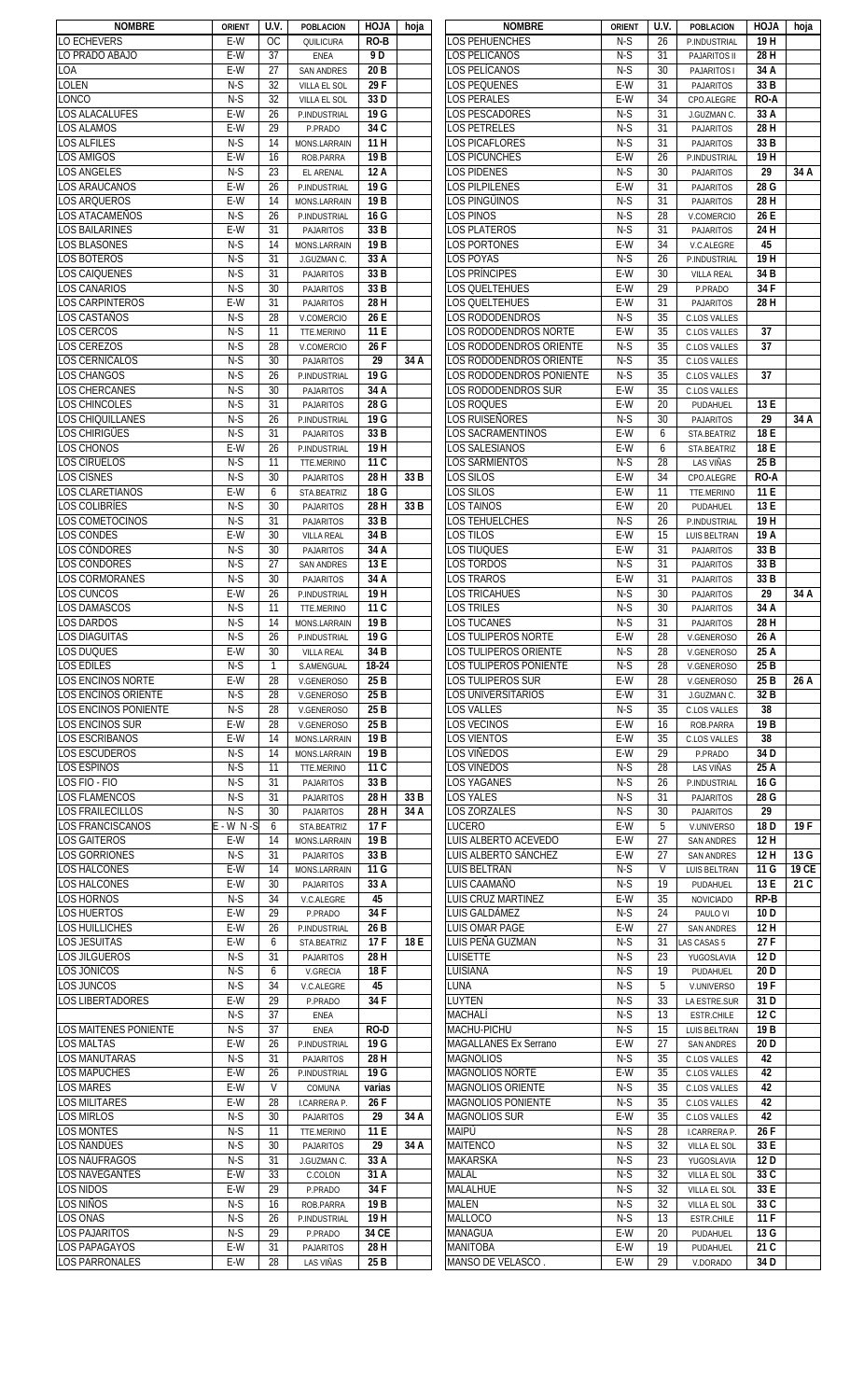| NOMBRE | ORIENT | U.V. | POBLACION | HOJA | hoja |
|---|---|---|---|---|---|
| LO ECHEVERS | E-W | OC | QUILICURA | RO-B | |
| LO PRADO ABAJO | E-W | 37 | ENEA | 9 D | |
| LOA | E-W | 27 | SAN ANDRES | 20 B | |
| LOLEN | N-S | 32 | VILLA EL SOL | 29 F | |
| LONCO | N-S | 32 | VILLA EL SOL | 33 D | |
| LOS ALACALUFES | E-W | 26 | P.INDUSTRIAL | 19 G | |
| LOS ALAMOS | E-W | 29 | P.PRADO | 34 C | |
| LOS ALFILES | N-S | 14 | MONS.LARRAIN | 11 H | |
| LOS AMIGOS | E-W | 16 | ROB.PARRA | 19 B | |
| LOS ANGELES | N-S | 23 | EL ARENAL | 12 A | |
| LOS ARAUCANOS | E-W | 26 | P.INDUSTRIAL | 19 G | |
| LOS ARQUEROS | E-W | 14 | MONS.LARRAIN | 19 B | |
| LOS ATACAMEÑOS | N-S | 26 | P.INDUSTRIAL | 16 G | |
| LOS BAILARINES | E-W | 31 | PAJARITOS | 33 B | |
| LOS BLASONES | N-S | 14 | MONS.LARRAIN | 19 B | |
| LOS BOTEROS | N-S | 31 | J.GUZMAN C. | 33 A | |
| LOS CAIQUENES | N-S | 31 | PAJARITOS | 33 B | |
| LOS CANARIOS | N-S | 30 | PAJARITOS | 33 B | |
| LOS CARPINTEROS | E-W | 31 | PAJARITOS | 28 H | |
| LOS CASTAÑOS | N-S | 28 | V.COMERCIO | 26 E | |
| LOS CERCOS | N-S | 11 | TTE.MERINO | 11 E | |
| LOS CEREZOS | N-S | 28 | V.COMERCIO | 26 F | |
| LOS CERNICALOS | N-S | 30 | PAJARITOS | 29 | 34 A |
| LOS CHANGOS | N-S | 26 | P.INDUSTRIAL | 19 G | |
| LOS CHERCANES | N-S | 30 | PAJARITOS | 34 A | |
| LOS CHINCOLES | N-S | 31 | PAJARITOS | 28 G | |
| LOS CHIQUILLANES | N-S | 26 | P.INDUSTRIAL | 19 G | |
| LOS CHIRIGÜES | N-S | 31 | PAJARITOS | 33 B | |
| LOS CHONOS | E-W | 26 | P.INDUSTRIAL | 19 H | |
| LOS CIRUELOS | N-S | 11 | TTE.MERINO | 11 C | |
| LOS CISNES | N-S | 30 | PAJARITOS | 28 H | 33 B |
| LOS CLARETIANOS | E-W | 6 | STA.BEATRIZ | 18 G | |
| LOS COLIBRIES | N-S | 30 | PAJARITOS | 28 H | 33 B |
| LOS COMETOCINOS | N-S | 31 | PAJARITOS | 33 B | |
| LOS CONDES | E-W | 30 | VILLA REAL | 34 B | |
| LOS CÓNDORES | N-S | 30 | PAJARITOS | 34 A | |
| LOS CONDORES | N-S | 27 | SAN ANDRES | 13 E | |
| LOS CORMORANES | N-S | 30 | PAJARITOS | 34 A | |
| LOS CUNCOS | E-W | 26 | P.INDUSTRIAL | 19 H | |
| LOS DAMASCOS | N-S | 11 | TTE.MERINO | 11 C | |
| LOS DARDOS | N-S | 14 | MONS.LARRAIN | 19 B | |
| LOS DIAGUITAS | N-S | 26 | P.INDUSTRIAL | 19 G | |
| LOS DUQUES | E-W | 30 | VILLA REAL | 34 B | |
| LOS EDILES | N-S | 1 | S.AMENGUAL | 18-24 | |
| LOS ENCINOS NORTE | E-W | 28 | V.GENEROSO | 25 B | |
| LOS ENCINOS ORIENTE | N-S | 28 | V.GENEROSO | 25 B | |
| LOS ENCINOS PONIENTE | N-S | 28 | V.GENEROSO | 25 B | |
| LOS ENCINOS SUR | E-W | 28 | V.GENEROSO | 25 B | |
| LOS ESCRIBANOS | E-W | 14 | MONS.LARRAIN | 19 B | |
| LOS ESCUDEROS | N-S | 14 | MONS.LARRAIN | 19 B | |
| LOS ESPINOS | N-S | 11 | TTE.MERINO | 11 C | |
| LOS FIO - FIO | N-S | 31 | PAJARITOS | 33 B | |
| LOS FLAMENCOS | N-S | 31 | PAJARITOS | 28 H | 33 B |
| LOS FRAILECILLOS | N-S | 30 | PAJARITOS | 28 H | 34 A |
| LOS FRANCISCANOS | E - W N -S | 6 | STA.BEATRIZ | 17 F | |
| LOS GAITEROS | E-W | 14 | MONS.LARRAIN | 19 B | |
| LOS GORRIONES | N-S | 31 | PAJARITOS | 33 B | |
| LOS HALCONES | E-W | 14 | MONS.LARRAIN | 11 G | |
| LOS HALCONES | E-W | 30 | PAJARITOS | 33 A | |
| LOS HORNOS | N-S | 34 | V.C.ALEGRE | 45 | |
| LOS HUERTOS | E-W | 29 | P.PRADO | 34 F | |
| LOS HUILLICHES | E-W | 26 | P.INDUSTRIAL | 26 B | |
| LOS JESUITAS | E-W | 6 | STA.BEATRIZ | 17 F | 18 E |
| LOS JILGUEROS | N-S | 31 | PAJARITOS | 28 H | |
| LOS JONICOS | N-S | 6 | V.GRECIA | 18 F | |
| LOS JUNCOS | N-S | 34 | V.C.ALEGRE | 45 | |
| LOS LIBERTADORES | E-W | 29 | P.PRADO | 34 F | |
| | N-S | 37 | ENEA | | |
| LOS MAITENES PONIENTE | N-S | 37 | ENEA | RO-D | |
| LOS MALTAS | E-W | 26 | P.INDUSTRIAL | 19 G | |
| LOS MANUTARAS | N-S | 31 | PAJARITOS | 28 H | |
| LOS MAPUCHES | E-W | 26 | P.INDUSTRIAL | 19 G | |
| LOS MARES | E-W | V | COMUNA | varias | |
| LOS MILITARES | E-W | 28 | I.CARRERA P. | 26 F | |
| LOS MIRLOS | N-S | 30 | PAJARITOS | 29 | 34 A |
| LOS MONTES | N-S | 11 | TTE.MERINO | 11 E | |
| LOS ÑANDÚES | N-S | 30 | PAJARITOS | 29 | 34 A |
| LOS NÁUFRAGOS | N-S | 31 | J.GUZMAN C. | 33 A | |
| LOS NAVEGANTES | E-W | 33 | C.COLON | 31 A | |
| LOS NIDOS | E-W | 29 | P.PRADO | 34 F | |
| LOS NIÑOS | N-S | 16 | ROB.PARRA | 19 B | |
| LOS ONAS | N-S | 26 | P.INDUSTRIAL | 19 H | |
| LOS PAJARITOS | N-S | 29 | P.PRADO | 34 CE | |
| LOS PAPAGAYOS | E-W | 31 | PAJARITOS | 28 H | |
| LOS PARRONALES | E-W | 28 | LAS VIÑAS | 25 B | |
| LOS PEHUENCHES | N-S | 26 | P.INDUSTRIAL | 19 H | |
| LOS PELICANOS | N-S | 31 | PAJARITOS II | 28 H | |
| LOS PELICANOS | N-S | 30 | PAJARITOS I | 34 A | |
| LOS PEQUENES | E-W | 31 | PAJARITOS | 33 B | |
| LOS PERALES | E-W | 34 | CPO.ALEGRE | RO-A | |
| LOS PESCADORES | N-S | 31 | J.GUZMAN C. | 33 A | |
| LOS PETRELES | N-S | 31 | PAJARITOS | 28 H | |
| LOS PICAFLORES | N-S | 31 | PAJARITOS | 33 B | |
| LOS PICUNCHES | E-W | 26 | P.INDUSTRIAL | 19 H | |
| LOS PIDENES | N-S | 30 | PAJARITOS | 29 | 34 A |
| LOS PILPILENES | E-W | 31 | PAJARITOS | 28 G | |
| LOS PINGÜINOS | N-S | 31 | PAJARITOS | 28 H | |
| LOS PINOS | N-S | 28 | V.COMERCIO | 26 E | |
| LOS PLATEROS | N-S | 31 | PAJARITOS | 24 H | |
| LOS PORTONES | E-W | 34 | V.C.ALEGRE | 45 | |
| LOS POYAS | N-S | 26 | P.INDUSTRIAL | 19 H | |
| LOS PRÍNCIPES | E-W | 30 | VILLA REAL | 34 B | |
| LOS QUELTEHUES | E-W | 29 | P.PRADO | 34 F | |
| LOS QUELTEHUES | E-W | 31 | PAJARITOS | 28 H | |
| LOS RODODENDROS | N-S | 35 | C.LOS VALLES | | |
| LOS RODODENDROS NORTE | E-W | 35 | C.LOS VALLES | 37 | |
| LOS RODODENDROS ORIENTE | N-S | 35 | C.LOS VALLES | 37 | |
| LOS RODODENDROS ORIENTE | N-S | 35 | C.LOS VALLES | | |
| LOS RODODENDROS PONIENTE | N-S | 35 | C.LOS VALLES | 37 | |
| LOS RODODENDROS SUR | E-W | 35 | C.LOS VALLES | | |
| LOS ROQUES | E-W | 20 | PUDAHUEL | 13 E | |
| LOS RUISEÑORES | N-S | 30 | PAJARITOS | 29 | 34 A |
| LOS SACRAMENTINOS | E-W | 6 | STA.BEATRIZ | 18 E | |
| LOS SALESIANOS | E-W | 6 | STA.BEATRIZ | 18 E | |
| LOS SARMIENTOS | N-S | 28 | LAS VIÑAS | 25 B | |
| LOS SILOS | E-W | 34 | CPO.ALEGRE | RO-A | |
| LOS SILOS | E-W | 11 | TTE.MERINO | 11 E | |
| LOS TAINOS | E-W | 20 | PUDAHUEL | 13 E | |
| LOS TEHUELCHES | N-S | 26 | P.INDUSTRIAL | 19 H | |
| LOS TILOS | E-W | 15 | LUIS BELTRAN | 19 A | |
| LOS TIUQUES | E-W | 31 | PAJARITOS | 33 B | |
| LOS TORDOS | N-S | 31 | PAJARITOS | 33 B | |
| LOS TRAROS | E-W | 31 | PAJARITOS | 33 B | |
| LOS TRICAHUES | N-S | 30 | PAJARITOS | 29 | 34 A |
| LOS TRILES | N-S | 30 | PAJARITOS | 34 A | |
| LOS TUCANES | N-S | 31 | PAJARITOS | 28 H | |
| LOS TULIPEROS NORTE | E-W | 28 | V.GENEROSO | 26 A | |
| LOS TULIPEROS ORIENTE | N-S | 28 | V.GENEROSO | 25 A | |
| LOS TULIPEROS PONIENTE | N-S | 28 | V.GENEROSO | 25 B | |
| LOS TULIPEROS SUR | E-W | 28 | V.GENEROSO | 25 B | 26 A |
| LOS UNIVERSITARIOS | E-W | 31 | J.GUZMAN C. | 32 B | |
| LOS VALLES | N-S | 35 | C.LOS VALLES | 38 | |
| LOS VECINOS | E-W | 16 | ROB.PARRA | 19 B | |
| LOS VIENTOS | E-W | 35 | C.LOS VALLES | 38 | |
| LOS VIÑEDOS | E-W | 29 | P.PRADO | 34 D | |
| LOS VIÑEDOS | N-S | 28 | LAS VIÑAS | 25 A | |
| LOS YAGANES | N-S | 26 | P.INDUSTRIAL | 16 G | |
| LOS YALES | N-S | 31 | PAJARITOS | 28 G | |
| LOS ZORZALES | N-S | 30 | PAJARITOS | 29 | |
| LUCERO | E-W | 5 | V.UNIVERSO | 18 D | 19 F |
| LUIS ALBERTO ACEVEDO | E-W | 27 | SAN ANDRES | 12 H | |
| LUIS ALBERTO SÁNCHEZ | E-W | 27 | SAN ANDRES | 12 H | 13 G |
| LUIS BELTRAN | N-S | V | LUIS BELTRAN | 11 G | 19 CE |
| LUIS CAAMAÑO | N-S | 19 | PUDAHUEL | 13 E | 21 C |
| LUIS CRUZ MARTINEZ | E-W | 35 | NOVICIADO | RP-B | |
| LUIS GALDÁMEZ | N-S | 24 | PAULO VI | 10 D | |
| LUIS OMAR PAGE | E-W | 27 | SAN ANDRES | 12 H | |
| LUIS PEÑA GUZMAN | N-S | 31 | LAS CASAS 5 | 27 F | |
| LUISETTE | N-S | 23 | YUGOSLAVIA | 12 D | |
| LUISIANA | N-S | 19 | PUDAHUEL | 20 D | |
| LUNA | N-S | 5 | V.UNIVERSO | 19 F | |
| LUYTEN | N-S | 33 | LA ESTRE.SUR | 31 D | |
| MACHALÍ | N-S | 13 | ESTR.CHILE | 12 C | |
| MACHU-PICHU | N-S | 15 | LUIS BELTRAN | 19 B | |
| MAGALLANES Ex Serrano | E-W | 27 | SAN ANDRES | 20 D | |
| MAGNOLIOS | N-S | 35 | C.LOS VALLES | 42 | |
| MAGNOLIOS NORTE | E-W | 35 | C.LOS VALLES | 42 | |
| MAGNOLIOS ORIENTE | N-S | 35 | C.LOS VALLES | 42 | |
| MAGNOLIOS PONIENTE | N-S | 35 | C.LOS VALLES | 42 | |
| MAGNOLIOS SUR | E-W | 35 | C.LOS VALLES | 42 | |
| MAIPÚ | N-S | 28 | I.CARRERA P. | 26 F | |
| MAITENCO | N-S | 32 | VILLA EL SOL | 33 E | |
| MAKARSKA | N-S | 23 | YUGOSLAVIA | 12 D | |
| MALAL | N-S | 32 | VILLA EL SOL | 33 C | |
| MALALHUE | N-S | 32 | VILLA EL SOL | 33 E | |
| MALEN | N-S | 32 | VILLA EL SOL | 33 C | |
| MALLOCO | N-S | 13 | ESTR.CHILE | 11 F | |
| MANAGUA | E-W | 20 | PUDAHUEL | 13 G | |
| MANITOBA | E-W | 19 | PUDAHUEL | 21 C | |
| MANSO DE VELASCO . | E-W | 29 | V.DORADO | 34 D | |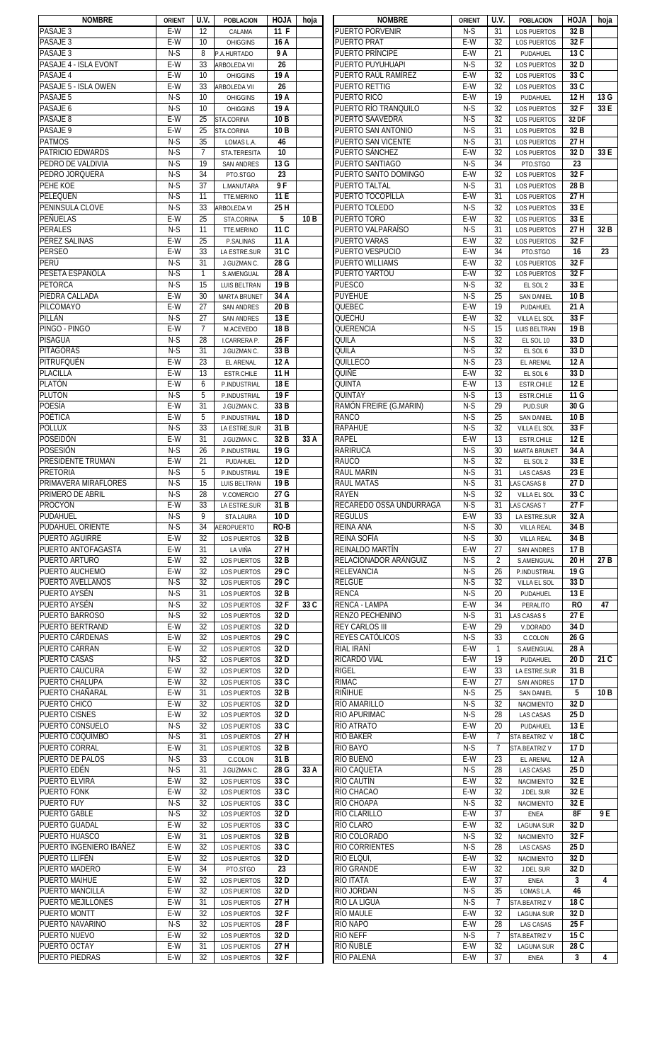| NOMBRE | ORIENT | U.V. | POBLACION | HOJA | hoja |
|---|---|---|---|---|---|
| PASAJE 3 | E-W | 12 | CALAMA | 11 F | |
| PASAJE 3 | E-W | 10 | OHIGGINS | 16 A | |
| PASAJE 3 | N-S | 8 | P.A.HURTADO | 9 A | |
| PASAJE 4 - ISLA EVONT | E-W | 33 | ARBOLEDA VII | 26 | |
| PASAJE 4 | E-W | 10 | OHIGGINS | 19 A | |
| PASAJE 5 - ISLA OWEN | E-W | 33 | ARBOLEDA VII | 26 | |
| PASAJE 5 | N-S | 10 | OHIGGINS | 19 A | |
| PASAJE 6 | N-S | 10 | OHIGGINS | 19 A | |
| PASAJE 8 | E-W | 25 | STA.CORINA | 10 B | |
| PASAJE 9 | E-W | 25 | STA.CORINA | 10 B | |
| PATMOS | N-S | 35 | LOMAS L.A. | 46 | |
| PATRICIO EDWARDS | N-S | 7 | STA.TERESITA | 10 | |
| PEDRO DE VALDIVIA | N-S | 19 | SAN ANDRES | 13 G | |
| PEDRO JORQUERA | N-S | 34 | PTO.STGO | 23 | |
| PEHE KOE | N-S | 37 | L.MANUTARA | 9 F | |
| PELEQUEN | N-S | 11 | TTE.MERINO | 11 E | |
| PENINSULA CLOVE | N-S | 33 | ARBOLEDA VI | 25 H | |
| PEÑUELAS | E-W | 25 | STA.CORINA | 5 | 10 B |
| PERALES | N-S | 11 | TTE.MERINO | 11 C | |
| PÉREZ SALINAS | E-W | 25 | P.SALINAS | 11 A | |
| PERSEO | E-W | 33 | LA ESTRE.SUR | 31 C | |
| PERÚ | N-S | 31 | J.GUZMAN C. | 28 G | |
| PESETA ESPAÑOLA | N-S | 1 | S.AMENGUAL | 28 A | |
| PETORCA | N-S | 15 | LUIS BELTRAN | 19 B | |
| PIEDRA CALLADA | E-W | 30 | MARTA BRUNET | 34 A | |
| PILCOMAYO | E-W | 27 | SAN ANDRES | 20 B | |
| PILLÁN | N-S | 27 | SAN ANDRES | 13 E | |
| PINGO - PINGO | E-W | 7 | M.ACEVEDO | 18 B | |
| PISAGUA | N-S | 28 | I.CARRERA P. | 26 F | |
| PITÁGORAS | N-S | 31 | J.GUZMAN C. | 33 B | |
| PITRUFQUÉN | E-W | 23 | EL ARENAL | 12 A | |
| PLACILLA | E-W | 13 | ESTR.CHILE | 11 H | |
| PLATÓN | E-W | 6 | P.INDUSTRIAL | 18 E | |
| PLUTON | N-S | 5 | P.INDUSTRIAL | 19 F | |
| POESÍA | E-W | 31 | J.GUZMAN C. | 33 B | |
| POÉTICA | E-W | 5 | P.INDUSTRIAL | 18 D | |
| PÓLLUX | N-S | 33 | LA ESTRE.SUR | 31 B | |
| POSEIDÓN | E-W | 31 | J.GUZMAN C. | 32 B | 33 A |
| POSESIÓN | N-S | 26 | P.INDUSTRIAL | 19 G | |
| PRESIDENTE TRUMAN | E-W | 21 | PUDAHUEL | 12 D | |
| PRETORIA | N-S | 5 | P.INDUSTRIAL | 19 E | |
| PRIMAVERA MIRAFLORES | N-S | 15 | LUIS BELTRAN | 19 B | |
| PRIMERO DE ABRIL | N-S | 28 | V.COMERCIO | 27 G | |
| PROCYON | E-W | 33 | LA ESTRE.SUR | 31 B | |
| PUDAHUEL | N-S | 9 | STA.LAURA | 10 D | |
| PUDAHUEL ORIENTE | N-S | 34 | AEROPUERTO | RO-B | |
| PUERTO AGUIRRE | E-W | 32 | LOS PUERTOS | 32 B | |
| PUERTO ANTOFAGASTA | E-W | 31 | LA VIÑA | 27 H | |
| PUERTO ARTURO | E-W | 32 | LOS PUERTOS | 32 B | |
| PUERTO AUCHEMO | E-W | 32 | LOS PUERTOS | 29 C | |
| PUERTO AVELLANOS | N-S | 32 | LOS PUERTOS | 29 C | |
| PUERTO AYSÉN | N-S | 31 | LOS PUERTOS | 32 B | |
| PUERTO AYSÉN | N-S | 32 | LOS PUERTOS | 32 F | 33 C |
| PUERTO BARROSO | N-S | 32 | LOS PUERTOS | 32 D | |
| PUERTO BERTRAND | E-W | 32 | LOS PUERTOS | 32 D | |
| PUERTO CÁRDENAS | E-W | 32 | LOS PUERTOS | 29 C | |
| PUERTO CARRAN | E-W | 32 | LOS PUERTOS | 32 D | |
| PUERTO CASAS | N-S | 32 | LOS PUERTOS | 32 D | |
| PUERTO CAUCURA | E-W | 32 | LOS PUERTOS | 32 D | |
| PUERTO CHALUPA | E-W | 32 | LOS PUERTOS | 33 C | |
| PUERTO CHAÑARAL | E-W | 31 | LOS PUERTOS | 32 B | |
| PUERTO CHICO | E-W | 32 | LOS PUERTOS | 32 D | |
| PUERTO CISNES | E-W | 32 | LOS PUERTOS | 32 D | |
| PUERTO CONSUELO | N-S | 32 | LOS PUERTOS | 33 C | |
| PUERTO COQUIMBO | N-S | 31 | LOS PUERTOS | 27 H | |
| PUERTO CORRAL | E-W | 31 | LOS PUERTOS | 32 B | |
| PUERTO DE PALOS | N-S | 33 | C.COLON | 31 B | |
| PUERTO EDÉN | N-S | 31 | J.GUZMAN C. | 28 G | 33 A |
| PUERTO ELVIRA | E-W | 32 | LOS PUERTOS | 33 C | |
| PUERTO FONK | E-W | 32 | LOS PUERTOS | 33 C | |
| PUERTO FUY | N-S | 32 | LOS PUERTOS | 33 C | |
| PUERTO GABLE | N-S | 32 | LOS PUERTOS | 32 D | |
| PUERTO GUADAL | E-W | 32 | LOS PUERTOS | 33 C | |
| PUERTO HUASCO | E-W | 31 | LOS PUERTOS | 32 B | |
| PUERTO INGENIERO IBAÑEZ | E-W | 32 | LOS PUERTOS | 33 C | |
| PUERTO LLIFÉN | E-W | 32 | LOS PUERTOS | 32 D | |
| PUERTO MADERO | E-W | 34 | PTO.STGO | 23 | |
| PUERTO MAIHUE | E-W | 32 | LOS PUERTOS | 32 D | |
| PUERTO MANCILLA | E-W | 32 | LOS PUERTOS | 32 D | |
| PUERTO MEJILLONES | E-W | 31 | LOS PUERTOS | 27 H | |
| PUERTO MONTT | E-W | 32 | LOS PUERTOS | 32 F | |
| PUERTO NAVARINO | N-S | 32 | LOS PUERTOS | 28 F | |
| PUERTO NUEVO | E-W | 32 | LOS PUERTOS | 32 D | |
| PUERTO OCTAY | E-W | 31 | LOS PUERTOS | 27 H | |
| PUERTO PIEDRAS | E-W | 32 | LOS PUERTOS | 32 F | |
| PUERTO PORVENIR | N-S | 31 | LOS PUERTOS | 32 B | |
| PUERTO PRAT | E-W | 32 | LOS PUERTOS | 32 F | |
| PUERTO PRÍNCIPE | E-W | 21 | PUDAHUEL | 13 C | |
| PUERTO PUYUHUAPI | N-S | 32 | LOS PUERTOS | 32 D | |
| PUERTO RAUL RAMÍREZ | E-W | 32 | LOS PUERTOS | 33 C | |
| PUERTO RETTIG | E-W | 32 | LOS PUERTOS | 33 C | |
| PUERTO RICO | E-W | 19 | PUDAHUEL | 12 H | 13 G |
| PUERTO RÍO TRANQUILO | N-S | 32 | LOS PUERTOS | 32 F | 33 E |
| PUERTO SAAVEDRA | N-S | 32 | LOS PUERTOS | 32 DF | |
| PUERTO SAN ANTONIO | N-S | 31 | LOS PUERTOS | 32 B | |
| PUERTO SAN VICENTE | N-S | 31 | LOS PUERTOS | 27 H | |
| PUERTO SÁNCHEZ | E-W | 32 | LOS PUERTOS | 32 D | 33 E |
| PUERTO SANTIAGO | N-S | 34 | PTO.STGO | 23 | |
| PUERTO SANTO DOMINGO | E-W | 32 | LOS PUERTOS | 32 F | |
| PUERTO TALTAL | N-S | 31 | LOS PUERTOS | 28 B | |
| PUERTO TOCOPILLA | E-W | 31 | LOS PUERTOS | 27 H | |
| PUERTO TOLEDO | N-S | 32 | LOS PUERTOS | 33 E | |
| PUERTO TORO | E-W | 32 | LOS PUERTOS | 33 E | |
| PUERTO VALPARAÍSO | N-S | 31 | LOS PUERTOS | 27 H | 32 B |
| PUERTO VARAS | E-W | 32 | LOS PUERTOS | 32 F | |
| PUERTO VESPUCIO | E-W | 34 | PTO.STGO | 16 | 23 |
| PUERTO WILLIAMS | E-W | 32 | LOS PUERTOS | 32 F | |
| PUERTO YARTOU | E-W | 32 | LOS PUERTOS | 32 F | |
| PUESCO | N-S | 32 | EL SOL 2 | 33 E | |
| PUYEHUE | N-S | 25 | SAN DANIEL | 10 B | |
| QUEBEC | E-W | 19 | PUDAHUEL | 21 A | |
| QUECHU | E-W | 32 | VILLA EL SOL | 33 F | |
| QUERENCIA | N-S | 15 | LUIS BELTRAN | 19 B | |
| QUILA | N-S | 32 | EL SOL 10 | 33 D | |
| QUILA | N-S | 32 | EL SOL 6 | 33 D | |
| QUILLECO | N-S | 23 | EL ARENAL | 12 A | |
| QUIÑE | E-W | 32 | EL SOL 6 | 33 D | |
| QUINTA | E-W | 13 | ESTR.CHILE | 12 E | |
| QUINTAY | N-S | 13 | ESTR.CHILE | 11 G | |
| RAMÓN FREIRE (G.MARIN) | N-S | 29 | PUD.SUR | 30 G | |
| RANCO | N-S | 25 | SAN DANIEL | 10 B | |
| RAPAHUE | N-S | 32 | VILLA EL SOL | 33 F | |
| RAPEL | E-W | 13 | ESTR.CHILE | 12 E | |
| RARIRUCA | N-S | 30 | MARTA BRUNET | 34 A | |
| RAUCO | N-S | 32 | EL SOL 2 | 33 E | |
| RAUL MARIN | N-S | 31 | LAS CASAS | 23 E | |
| RAUL MATAS | N-S | 31 | LAS CASAS 8 | 27 D | |
| RAYEN | N-S | 32 | VILLA EL SOL | 33 C | |
| RECAREDO OSSA UNDURRAGA | N-S | 31 | LAS CASAS 7 | 27 F | |
| REGULUS | E-W | 33 | LA ESTRE.SUR | 32 A | |
| REINA ANA | N-S | 30 | VILLA REAL | 34 B | |
| REINA SOFÍA | N-S | 30 | VILLA REAL | 34 B | |
| REINALDO MARTÍN | E-W | 27 | SAN ANDRES | 17 B | |
| RELACIONADOR ARÁNGUIZ | N-S | 2 | S.AMENGUAL | 20 H | 27 B |
| RELEVANCIA | N-S | 26 | P.INDUSTRIAL | 19 G | |
| RELGUE | N-S | 32 | VILLA EL SOL | 33 D | |
| RENCA | N-S | 20 | PUDAHUEL | 13 E | |
| RENCA - LAMPA | E-W | 34 | PERALITO | RO | 47 |
| RENZO PECHENINO | N-S | 31 | LAS CASAS 5 | 27 E | |
| REY CARLOS III | E-W | 29 | V.DORADO | 34 D | |
| REYES CATÓLICOS | N-S | 33 | C.COLON | 26 G | |
| RIAL IRANÍ | E-W | 1 | S.AMENGUAL | 28 A | |
| RICARDO VIAL | E-W | 19 | PUDAHUEL | 20 D | 21 C |
| RIGEL | E-W | 33 | LA ESTRE.SUR | 31 B | |
| RIMAC | E-W | 27 | SAN ANDRES | 17 D | |
| RIÑIHUE | N-S | 25 | SAN DANIEL | 5 | 10 B |
| RÍO AMARILLO | N-S | 32 | NACIMIENTO | 32 D | |
| RIO APURIMAC | N-S | 28 | LAS CASAS | 25 D | |
| RÍO ATRATO | E-W | 20 | PUDAHUEL | 13 E | |
| RIO BAKER | E-W | 7 | STA BEATRIZ V | 18 C | |
| RIO BAYO | N-S | 7 | STA.BEATRIZ V | 17 D | |
| RÍO BUENO | E-W | 23 | EL ARENAL | 12 A | |
| RIO CAQUETA | N-S | 28 | LAS CASAS | 25 D | |
| RÍO CAUTÍN | E-W | 32 | NACIMIENTO | 32 E | |
| RÍO CHACAO | E-W | 32 | J.DEL SUR | 32 E | |
| RÍO CHOAPA | N-S | 32 | NACIMIENTO | 32 E | |
| RIO CLARILLO | E-W | 37 | ENEA | 8F | 9 E |
| RÍO CLARO | E-W | 32 | LAGUNA SUR | 32 D | |
| RIO COLORADO | N-S | 32 | NACIMIENTO | 32 F | |
| RIO CORRIENTES | N-S | 28 | LAS CASAS | 25 D | |
| RÍO ELQUI, | E-W | 32 | NACIMIENTO | 32 D | |
| RÍO GRANDE | E-W | 32 | J.DEL SUR | 32 D | |
| RÍO ITATA | E-W | 37 | ENEA | 3 | 4 |
| RIO JORDAN | N-S | 35 | LOMAS L.A. | 46 | |
| RIO LA LIGUA | N-S | 7 | STA.BEATRIZ V | 18 C | |
| RÍO MAULE | E-W | 32 | LAGUNA SUR | 32 D | |
| RIO NAPO | E-W | 28 | LAS CASAS | 25 F | |
| RIO NEFF | N-S | 7 | STA.BEATRIZ V | 15 C | |
| RÍO ÑUBLE | E-W | 32 | LAGUNA SUR | 28 C | |
| RÍO PALENA | E-W | 37 | ENEA | 3 | 4 |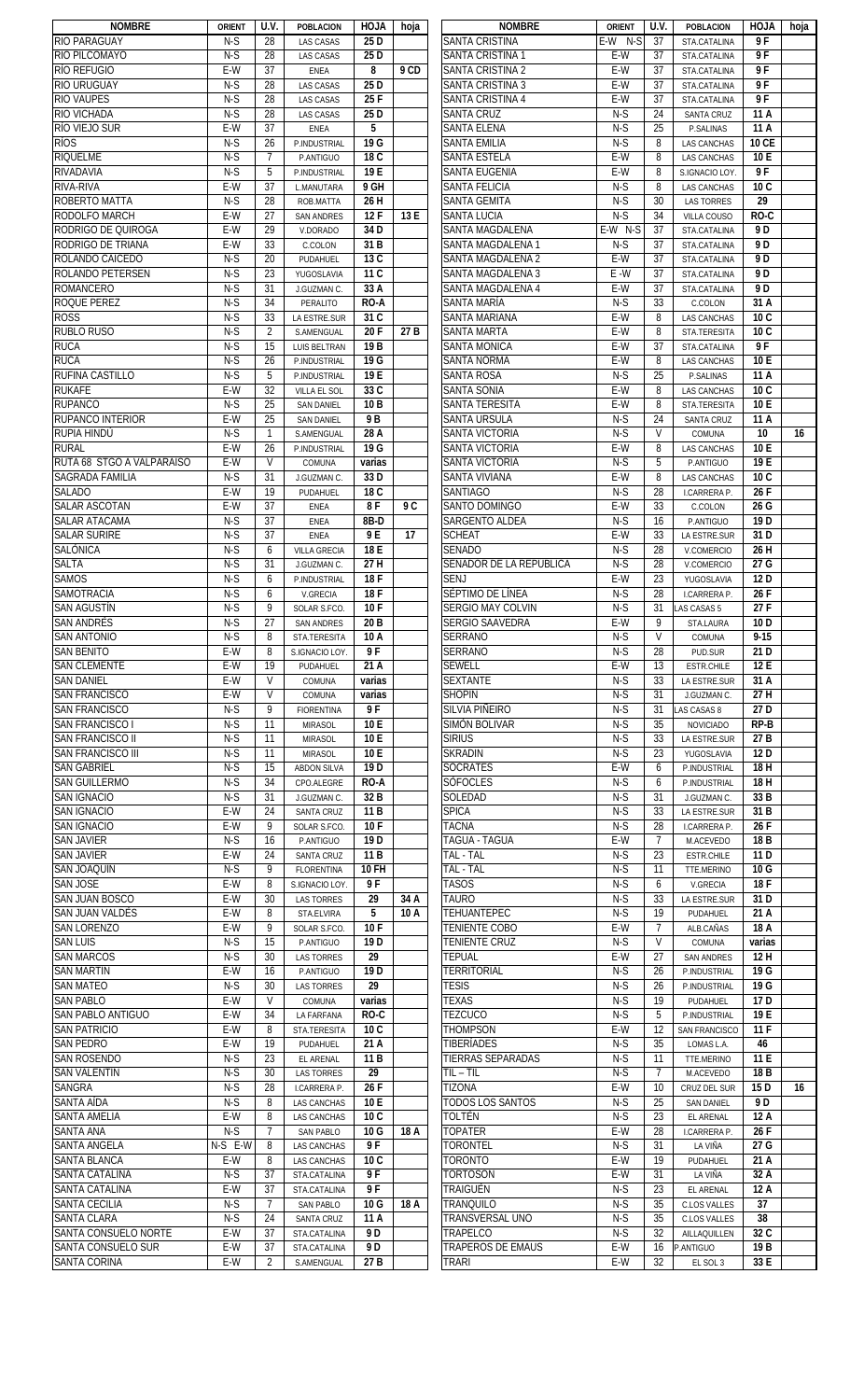| NOMBRE | ORIENT | U.V. | POBLACION | HOJA | hoja |
|---|---|---|---|---|---|
| RIO PARAGUAY | N-S | 28 | LAS CASAS | 25 D | |
| RIO PILCOMAYO | N-S | 28 | LAS CASAS | 25 D | |
| RÍO REFUGIO | E-W | 37 | ENEA | 8 | 9 CD |
| RIO URUGUAY | N-S | 28 | LAS CASAS | 25 D | |
| RIO VAUPES | N-S | 28 | LAS CASAS | 25 F | |
| RIO VICHADA | N-S | 28 | LAS CASAS | 25 D | |
| RÍO VIEJO SUR | E-W | 37 | ENEA | 5 | |
| RÍOS | N-S | 26 | P.INDUSTRIAL | 19 G | |
| RIQUELME | N-S | 7 | P.ANTIGUO | 18 C | |
| RIVADAVIA | N-S | 5 | P.INDUSTRIAL | 19 E | |
| RIVA-RIVA | E-W | 37 | L.MANUTARA | 9 GH | |
| ROBERTO MATTA | N-S | 28 | ROB.MATTA | 26 H | |
| RODOLFO MARCH | E-W | 27 | SAN ANDRES | 12 F | 13 E |
| RODRIGO DE QUIROGA | E-W | 29 | V.DORADO | 34 D | |
| RODRIGO DE TRIANA | E-W | 33 | C.COLON | 31 B | |
| ROLANDO CAICEDO | N-S | 20 | PUDAHUEL | 13 C | |
| ROLANDO PETERSEN | N-S | 23 | YUGOSLAVIA | 11 C | |
| ROMANCERO | N-S | 31 | J.GUZMAN C. | 33 A | |
| ROQUE PEREZ | N-S | 34 | PERALITO | RO-A | |
| ROSS | N-S | 33 | LA ESTRE.SUR | 31 C | |
| RUBLO RUSO | N-S | 2 | S.AMENGUAL | 20 F | 27 B |
| RUCA | N-S | 15 | LUIS BELTRAN | 19 B | |
| RUCA | N-S | 26 | P.INDUSTRIAL | 19 G | |
| RUFINA CASTILLO | N-S | 5 | P.INDUSTRIAL | 19 E | |
| RUKAFE | E-W | 32 | VILLA EL SOL | 33 C | |
| RUPANCO | N-S | 25 | SAN DANIEL | 10 B | |
| RUPANCO INTERIOR | E-W | 25 | SAN DANIEL | 9 B | |
| RUPIA HINDÚ | N-S | 1 | S.AMENGUAL | 28 A | |
| RURAL | E-W | 26 | P.INDUSTRIAL | 19 G | |
| RUTA 68 STGO A VALPARAISO | E-W | V | COMUNA | varias | |
| SAGRADA FAMILIA | N-S | 31 | J.GUZMAN C. | 33 D | |
| SALADO | E-W | 19 | PUDAHUEL | 18 C | |
| SALAR ASCOTAN | E-W | 37 | ENEA | 8 F | 9 C |
| SALAR ATACAMA | N-S | 37 | ENEA | 8B-D | |
| SALAR SURIRE | N-S | 37 | ENEA | 9 E | 17 |
| SALÓNICA | N-S | 6 | VILLA GRECIA | 18 E | |
| SALTA | N-S | 31 | J.GUZMAN C. | 27 H | |
| SAMOS | N-S | 6 | P.INDUSTRIAL | 18 F | |
| SAMOTRACIA | N-S | 6 | V.GRECIA | 18 F | |
| SAN AGUSTÍN | N-S | 9 | SOLAR S.FCO. | 10 F | |
| SAN ANDRÉS | N-S | 27 | SAN ANDRES | 20 B | |
| SAN ANTONIO | N-S | 8 | STA.TERESITA | 10 A | |
| SAN BENITO | E-W | 8 | S.IGNACIO LOY. | 9 F | |
| SAN CLEMENTE | E-W | 19 | PUDAHUEL | 21 A | |
| SAN DANIEL | E-W | V | COMUNA | varias | |
| SAN FRANCISCO | E-W | V | COMUNA | varias | |
| SAN FRANCISCO | N-S | 9 | FIORENTINA | 9 F | |
| SAN FRANCISCO I | N-S | 11 | MIRASOL | 10 E | |
| SAN FRANCISCO II | N-S | 11 | MIRASOL | 10 E | |
| SAN FRANCISCO III | N-S | 11 | MIRASOL | 10 E | |
| SAN GABRIEL | N-S | 15 | ABDON SILVA | 19 D | |
| SAN GUILLERMO | N-S | 34 | CPO.ALEGRE | RO-A | |
| SAN IGNACIO | N-S | 31 | J.GUZMAN C. | 32 B | |
| SAN IGNACIO | E-W | 24 | SANTA CRUZ | 11 B | |
| SAN IGNACIO | E-W | 9 | SOLAR S.FCO. | 10 F | |
| SAN JAVIER | N-S | 16 | P.ANTIGUO | 19 D | |
| SAN JAVIER | E-W | 24 | SANTA CRUZ | 11 B | |
| SAN JOAQUIN | N-S | 9 | FLORENTINA | 10 FH | |
| SAN JOSE | E-W | 8 | S.IGNACIO LOY. | 9 F | |
| SAN JUAN BOSCO | E-W | 30 | LAS TORRES | 29 | 34 A |
| SAN JUAN VALDÉS | E-W | 8 | STA.ELVIRA | 5 | 10 A |
| SAN LORENZO | E-W | 9 | SOLAR S.FCO. | 10 F | |
| SAN LUIS | N-S | 15 | P.ANTIGUO | 19 D | |
| SAN MARCOS | N-S | 30 | LAS TORRES | 29 | |
| SAN MARTIN | E-W | 16 | P.ANTIGUO | 19 D | |
| SAN MATEO | N-S | 30 | LAS TORRES | 29 | |
| SAN PABLO | E-W | V | COMUNA | varias | |
| SAN PABLO ANTIGUO | E-W | 34 | LA FARFANA | RO-C | |
| SAN PATRICIO | E-W | 8 | STA.TERESITA | 10 C | |
| SAN PEDRO | E-W | 19 | PUDAHUEL | 21 A | |
| SAN ROSENDO | N-S | 23 | EL ARENAL | 11 B | |
| SAN VALENTIN | N-S | 30 | LAS TORRES | 29 | |
| SANGRA | N-S | 28 | I.CARRERA P. | 26 F | |
| SANTA AÍDA | N-S | 8 | LAS CANCHAS | 10 E | |
| SANTA AMELIA | E-W | 8 | LAS CANCHAS | 10 C | |
| SANTA ANA | N-S | 7 | SAN PABLO | 10 G | 18 A |
| SANTA ANGELA | N-S E-W | 8 | LAS CANCHAS | 9 F | |
| SANTA BLANCA | E-W | 8 | LAS CANCHAS | 10 C | |
| SANTA CATALINA | N-S | 37 | STA.CATALINA | 9 F | |
| SANTA CATALINA | E-W | 37 | STA.CATALINA | 9 F | |
| SANTA CECILIA | N-S | 7 | SAN PABLO | 10 G | 18 A |
| SANTA CLARA | N-S | 24 | SANTA CRUZ | 11 A | |
| SANTA CONSUELO NORTE | E-W | 37 | STA.CATALINA | 9 D | |
| SANTA CONSUELO SUR | E-W | 37 | STA.CATALINA | 9 D | |
| SANTA CORINA | E-W | 2 | S.AMENGUAL | 27 B | |
| SANTA CRISTINA | E-W N-S | 37 | STA.CATALINA | 9 F | |
| SANTA CRISTINA 1 | E-W | 37 | STA.CATALINA | 9 F | |
| SANTA CRISTINA 2 | E-W | 37 | STA.CATALINA | 9 F | |
| SANTA CRISTINA 3 | E-W | 37 | STA.CATALINA | 9 F | |
| SANTA CRISTINA 4 | E-W | 37 | STA.CATALINA | 9 F | |
| SANTA CRUZ | N-S | 24 | SANTA CRUZ | 11 A | |
| SANTA ELENA | N-S | 25 | P.SALINAS | 11 A | |
| SANTA EMILIA | N-S | 8 | LAS CANCHAS | 10 CE | |
| SANTA ESTELA | E-W | 8 | LAS CANCHAS | 10 E | |
| SANTA EUGENIA | E-W | 8 | S.IGNACIO LOY. | 9 F | |
| SANTA FELICIA | N-S | 8 | LAS CANCHAS | 10 C | |
| SANTA GEMITA | N-S | 30 | LAS TORRES | 29 | |
| SANTA LUCIA | N-S | 34 | VILLA COUSO | RO-C | |
| SANTA MAGDALENA | E-W N-S | 37 | STA.CATALINA | 9 D | |
| SANTA MAGDALENA 1 | N-S | 37 | STA.CATALINA | 9 D | |
| SANTA MAGDALENA 2 | E-W | 37 | STA.CATALINA | 9 D | |
| SANTA MAGDALENA 3 | E -W | 37 | STA.CATALINA | 9 D | |
| SANTA MAGDALENA 4 | E-W | 37 | STA.CATALINA | 9 D | |
| SANTA MARÍA | N-S | 33 | C.COLON | 31 A | |
| SANTA MARIANA | E-W | 8 | LAS CANCHAS | 10 C | |
| SANTA MARTA | E-W | 8 | STA.TERESITA | 10 C | |
| SANTA MONICA | E-W | 37 | STA.CATALINA | 9 F | |
| SANTA NORMA | E-W | 8 | LAS CANCHAS | 10 E | |
| SANTA ROSA | N-S | 25 | P.SALINAS | 11 A | |
| SANTA SONIA | E-W | 8 | LAS CANCHAS | 10 C | |
| SANTA TERESITA | E-W | 8 | STA.TERESITA | 10 E | |
| SANTA URSULA | N-S | 24 | SANTA CRUZ | 11 A | |
| SANTA VICTORIA | N-S | V | COMUNA | 10 | 16 |
| SANTA VICTORIA | E-W | 8 | LAS CANCHAS | 10 E | |
| SANTA VICTORIA | N-S | 5 | P.ANTIGUO | 19 E | |
| SANTA VIVIANA | E-W | 8 | LAS CANCHAS | 10 C | |
| SANTIAGO | N-S | 28 | I.CARRERA P. | 26 F | |
| SANTO DOMINGO | E-W | 33 | C.COLON | 26 G | |
| SARGENTO ALDEA | N-S | 16 | P.ANTIGUO | 19 D | |
| SCHEAT | E-W | 33 | LA ESTRE.SUR | 31 D | |
| SENADO | N-S | 28 | V.COMERCIO | 26 H | |
| SENADOR DE LA REPUBLICA | N-S | 28 | V.COMERCIO | 27 G | |
| SENJ | E-W | 23 | YUGOSLAVIA | 12 D | |
| SÉPTIMO DE LÍNEA | N-S | 28 | I.CARRERA P. | 26 F | |
| SERGIO MAY COLVIN | N-S | 31 | LAS CASAS 5 | 27 F | |
| SERGIO SAAVEDRA | E-W | 9 | STA.LAURA | 10 D | |
| SERRANO | N-S | V | COMUNA | 9-15 | |
| SERRANO | N-S | 28 | PUD.SUR | 21 D | |
| SEWELL | E-W | 13 | ESTR.CHILE | 12 E | |
| SEXTANTE | N-S | 33 | LA ESTRE.SUR | 31 A | |
| SHOPIN | N-S | 31 | J.GUZMAN C. | 27 H | |
| SILVIA PIÑEIRO | N-S | 31 | LAS CASAS 8 | 27 D | |
| SIMÓN BOLIVAR | N-S | 35 | NOVICIADO | RP-B | |
| SIRIUS | N-S | 33 | LA ESTRE.SUR | 27 B | |
| SKRADIN | N-S | 23 | YUGOSLAVIA | 12 D | |
| SOCRATES | E-W | 6 | P.INDUSTRIAL | 18 H | |
| SÓFOCLES | N-S | 6 | P.INDUSTRIAL | 18 H | |
| SOLEDAD | N-S | 31 | J.GUZMAN C. | 33 B | |
| SPICA | N-S | 33 | LA ESTRE.SUR | 31 B | |
| TACNA | N-S | 28 | I.CARRERA P. | 26 F | |
| TAGUA - TAGUA | E-W | 7 | M.ACEVEDO | 18 B | |
| TAL - TAL | N-S | 23 | ESTR.CHILE | 11 D | |
| TAL - TAL | N-S | 11 | TTE.MERINO | 10 G | |
| TASOS | N-S | 6 | V.GRECIA | 18 F | |
| TAURO | N-S | 33 | LA ESTRE.SUR | 31 D | |
| TEHUANTEPEC | N-S | 19 | PUDAHUEL | 21 A | |
| TENIENTE COBO | E-W | 7 | ALB.CAÑAS | 18 A | |
| TENIENTE CRUZ | N-S | V | COMUNA | varias | |
| TEPUAL | E-W | 27 | SAN ANDRES | 12 H | |
| TERRITORIAL | N-S | 26 | P.INDUSTRIAL | 19 G | |
| TESIS | N-S | 26 | P.INDUSTRIAL | 19 G | |
| TEXAS | N-S | 19 | PUDAHUEL | 17 D | |
| TEZCUCO | N-S | 5 | P.INDUSTRIAL | 19 E | |
| THOMPSON | E-W | 12 | SAN FRANCISCO | 11 F | |
| TIBERÍADES | N-S | 35 | LOMAS L.A. | 46 | |
| TIERRAS SEPARADAS | N-S | 11 | TTE.MERINO | 11 E | |
| TIL – TIL | N-S | 7 | M.ACEVEDO | 18 B | |
| TIZONA | E-W | 10 | CRUZ DEL SUR | 15 D | 16 |
| TODOS LOS SANTOS | N-S | 25 | SAN DANIEL | 9 D | |
| TOLTÉN | N-S | 23 | EL ARENAL | 12 A | |
| TOPATER | E-W | 28 | I.CARRERA P. | 26 F | |
| TORONTEL | N-S | 31 | LA VIÑA | 27 G | |
| TORONTO | E-W | 19 | PUDAHUEL | 21 A | |
| TORTOSÓN | E-W | 31 | LA VIÑA | 32 A | |
| TRAIGUÉN | N-S | 23 | EL ARENAL | 12 A | |
| TRANQUILO | N-S | 35 | C.LOS VALLES | 37 | |
| TRANSVERSAL UNO | N-S | 35 | C.LOS VALLES | 38 | |
| TRAPELCO | N-S | 32 | AILLAQUILLEN | 32 C | |
| TRAPEROS DE EMAUS | E-W | 16 | P.ANTIGUO | 19 B | |
| TRARI | E-W | 32 | EL SOL 3 | 33 E | |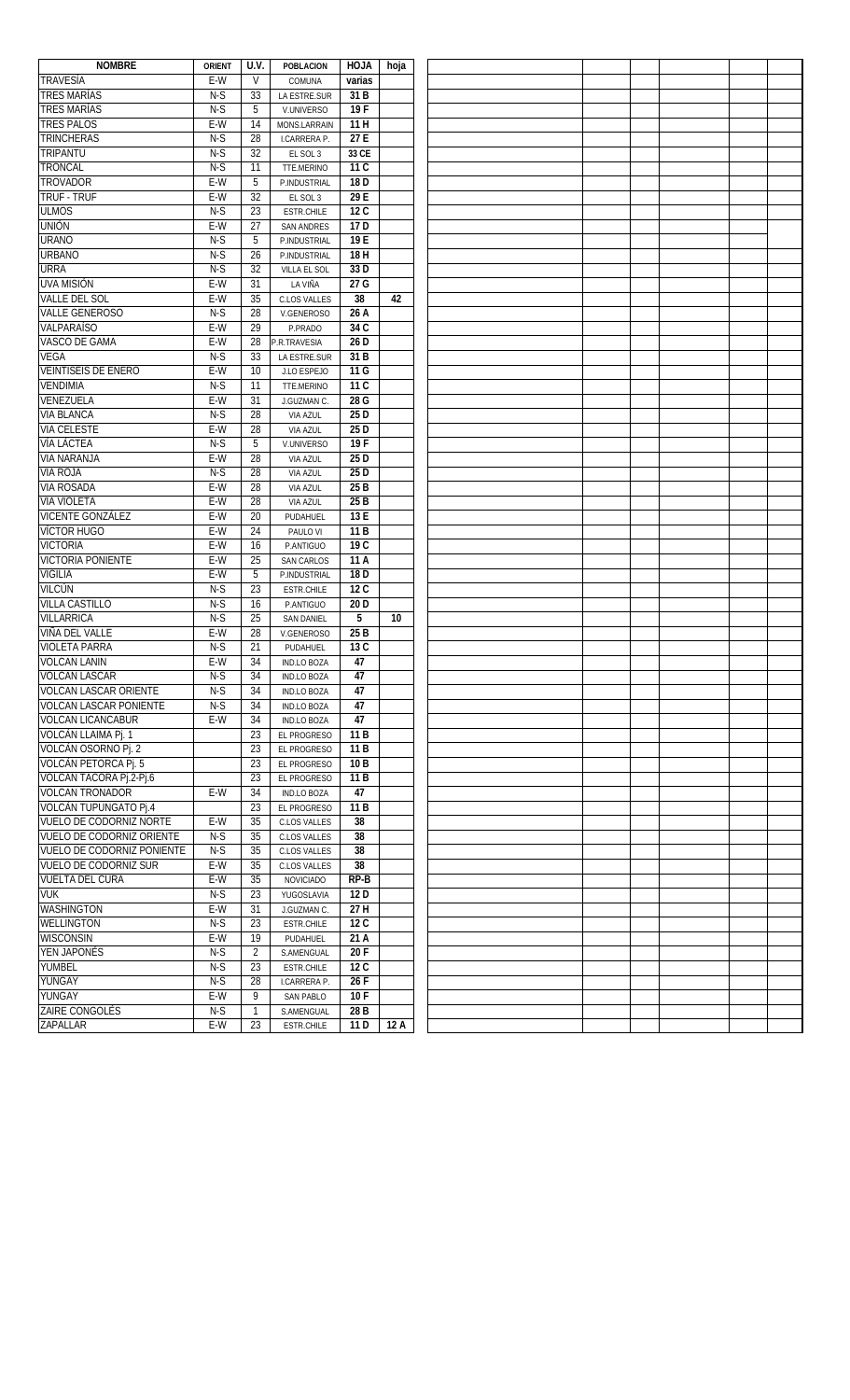| NOMBRE | ORIENT | U.V. | POBLACION | HOJA | hoja |
|---|---|---|---|---|---|
| TRAVESÍA | E-W | V | COMUNA | varias | |
| TRES MARÍAS | N-S | 33 | LA ESTRE.SUR | 31 B | |
| TRES MARÍAS | N-S | 5 | V.UNIVERSO | 19 F | |
| TRES PALOS | E-W | 14 | MONS.LARRAIN | 11 H | |
| TRINCHERAS | N-S | 28 | I.CARRERA P. | 27 E | |
| TRIPANTU | N-S | 32 | EL SOL 3 | 33 CE | |
| TRONCAL | N-S | 11 | TTE.MERINO | 11 C | |
| TROVADOR | E-W | 5 | P.INDUSTRIAL | 18 D | |
| TRUF - TRUF | E-W | 32 | EL SOL 3 | 29 E | |
| ULMOS | N-S | 23 | ESTR.CHILE | 12 C | |
| UNIÓN | E-W | 27 | SAN ANDRES | 17 D | |
| URANO | N-S | 5 | P.INDUSTRIAL | 19 E | |
| URBANO | N-S | 26 | P.INDUSTRIAL | 18 H | |
| URRA | N-S | 32 | VILLA EL SOL | 33 D | |
| UVA MISIÓN | E-W | 31 | LA VIÑA | 27 G | |
| VALLE DEL SOL | E-W | 35 | C.LOS VALLES | 38 | 42 |
| VALLE GENEROSO | N-S | 28 | V.GENEROSO | 26 A | |
| VALPARAÍSO | E-W | 29 | P.PRADO | 34 C | |
| VASCO DE GAMA | E-W | 28 | P.R.TRAVESIA | 26 D | |
| VEGA | N-S | 33 | LA ESTRE.SUR | 31 B | |
| VEINTISEIS DE ENERO | E-W | 10 | J.LO ESPEJO | 11 G | |
| VENDIMIA | N-S | 11 | TTE.MERINO | 11 C | |
| VENEZUELA | E-W | 31 | J.GUZMAN C. | 28 G | |
| VIA BLANCA | N-S | 28 | VIA AZUL | 25 D | |
| VIA CELESTE | E-W | 28 | VIA AZUL | 25 D | |
| VÍA LÁCTEA | N-S | 5 | V.UNIVERSO | 19 F | |
| VIA NARANJA | E-W | 28 | VIA AZUL | 25 D | |
| VIA ROJA | N-S | 28 | VIA AZUL | 25 D | |
| VIA ROSADA | E-W | 28 | VIA AZUL | 25 B | |
| VIA VIOLETA | E-W | 28 | VIA AZUL | 25 B | |
| VICENTE GONZÁLEZ | E-W | 20 | PUDAHUEL | 13 E | |
| VÍCTOR HUGO | E-W | 24 | PAULO VI | 11 B | |
| VICTORIA | E-W | 16 | P.ANTIGUO | 19 C | |
| VICTORIA PONIENTE | E-W | 25 | SAN CARLOS | 11 A | |
| VIGILIA | E-W | 5 | P.INDUSTRIAL | 18 D | |
| VILCÚN | N-S | 23 | ESTR.CHILE | 12 C | |
| VILLA CASTILLO | N-S | 16 | P.ANTIGUO | 20 D | |
| VILLARRICA | N-S | 25 | SAN DANIEL | 5 | 10 |
| VIÑA DEL VALLE | E-W | 28 | V.GENEROSO | 25 B | |
| VIOLETA PARRA | N-S | 21 | PUDAHUEL | 13 C | |
| VOLCAN LANIN | E-W | 34 | IND.LO BOZA | 47 | |
| VOLCAN LASCAR | N-S | 34 | IND.LO BOZA | 47 | |
| VOLCAN LASCAR ORIENTE | N-S | 34 | IND.LO BOZA | 47 | |
| VOLCAN LASCAR PONIENTE | N-S | 34 | IND.LO BOZA | 47 | |
| VOLCAN LICANCABUR | E-W | 34 | IND.LO BOZA | 47 | |
| VOLCÁN LLAIMA Pj. 1 | | 23 | EL PROGRESO | 11 B | |
| VOLCÁN OSORNO Pj. 2 | | 23 | EL PROGRESO | 11 B | |
| VOLCÁN PETORCA Pj. 5 | | 23 | EL PROGRESO | 10 B | |
| VOLCÁN TACORA Pj.2-Pj.6 | | 23 | EL PROGRESO | 11 B | |
| VOLCAN TRONADOR | E-W | 34 | IND.LO BOZA | 47 | |
| VOLCÁN TUPUNGATO Pj.4 | | 23 | EL PROGRESO | 11 B | |
| VUELO DE CODORNIZ NORTE | E-W | 35 | C.LOS VALLES | 38 | |
| VUELO DE CODORNIZ ORIENTE | N-S | 35 | C.LOS VALLES | 38 | |
| VUELO DE CODORNIZ PONIENTE | N-S | 35 | C.LOS VALLES | 38 | |
| VUELO DE CODORNIZ SUR | E-W | 35 | C.LOS VALLES | 38 | |
| VUELTA DEL CURA | E-W | 35 | NOVICIADO | RP-B | |
| VUK | N-S | 23 | YUGOSLAVIA | 12 D | |
| WASHINGTON | E-W | 31 | J.GUZMAN C. | 27 H | |
| WELLINGTON | N-S | 23 | ESTR.CHILE | 12 C | |
| WISCONSIN | E-W | 19 | PUDAHUEL | 21 A | |
| YEN JAPONÉS | N-S | 2 | S.AMENGUAL | 20 F | |
| YUMBEL | N-S | 23 | ESTR.CHILE | 12 C | |
| YUNGAY | N-S | 28 | I.CARRERA P. | 26 F | |
| YUNGAY | E-W | 9 | SAN PABLO | 10 F | |
| ZAIRE CONGOLÉS | N-S | 1 | S.AMENGUAL | 28 B | |
| ZAPALLAR | E-W | 23 | ESTR.CHILE | 11 D | 12 A |